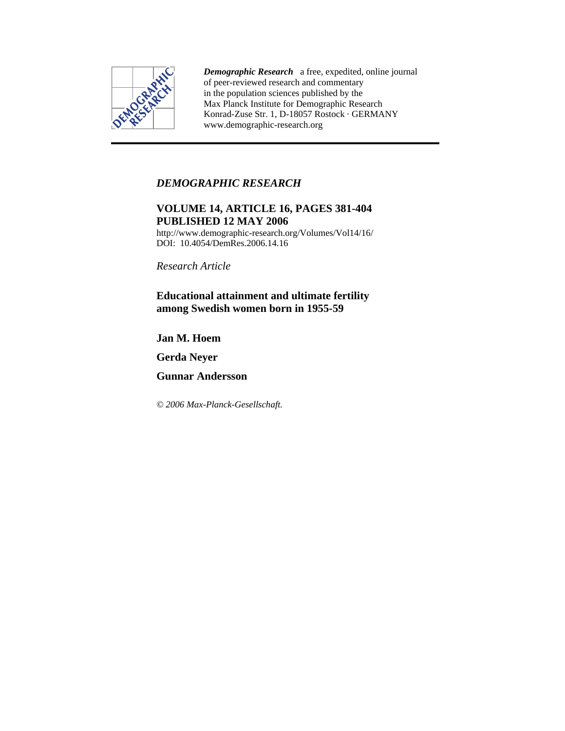***Demographic Research*** a free, expedited, online journal of peer-reviewed research and commentary in the population sciences published by the Max Planck Institute for Demographic Research Konrad-Zuse Str. 1, D-18057 Rostock · GERMANY www.demographic-research.org

---

***DEMOGRAPHIC RESEARCH***

**VOLUME 14, ARTICLE 16, PAGES 381-404**
**PUBLISHED 12 MAY 2006**

http://www.demographic-research.org/Volumes/Vol14/16/
DOI: 10.4054/DemRes.2006.14.16

*Research Article*

# Educational attainment and ultimate fertility among Swedish women born in 1955-59

**Jan M. Hoem**

**Gerda Neyer**

**Gunnar Andersson**

*© 2006 Max-Planck-Gesellschaft.*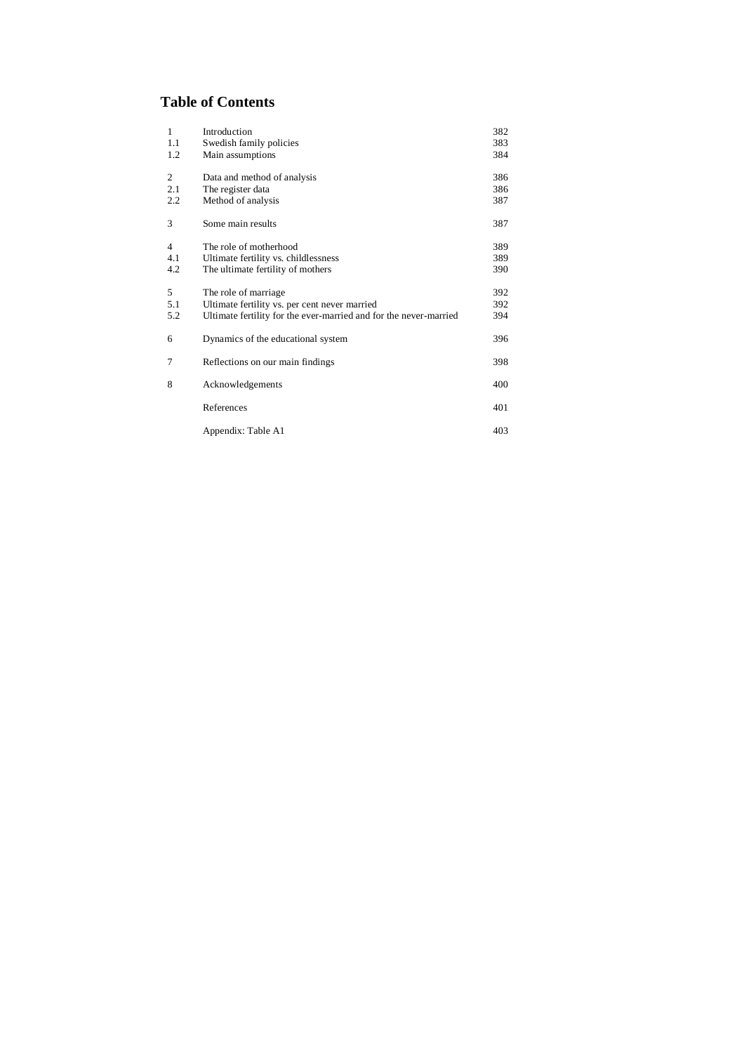## Table of Contents

| | | |
|---|---|---|
| 1 | Introduction | 382 |
| 1.1 | Swedish family policies | 383 |
| 1.2 | Main assumptions | 384 |
| 2 | Data and method of analysis | 386 |
| 2.1 | The register data | 386 |
| 2.2 | Method of analysis | 387 |
| 3 | Some main results | 387 |
| 4 | The role of motherhood | 389 |
| 4.1 | Ultimate fertility vs. childlessness | 389 |
| 4.2 | The ultimate fertility of mothers | 390 |
| 5 | The role of marriage | 392 |
| 5.1 | Ultimate fertility vs. per cent never married | 392 |
| 5.2 | Ultimate fertility for the ever-married and for the never-married | 394 |
| 6 | Dynamics of the educational system | 396 |
| 7 | Reflections on our main findings | 398 |
| 8 | Acknowledgements | 400 |
| | References | 401 |
| | Appendix: Table A1 | 403 |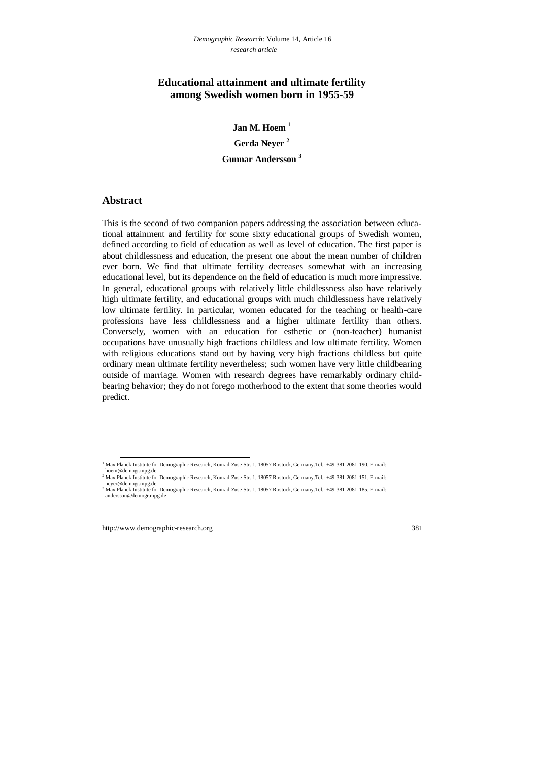# Educational attainment and ultimate fertility among Swedish women born in 1955-59

**Jan M. Hoem** [1]

**Gerda Neyer** [2]

**Gunnar Andersson** [3]

## Abstract

This is the second of two companion papers addressing the association between educational attainment and fertility for some sixty educational groups of Swedish women, defined according to field of education as well as level of education. The first paper is about childlessness and education, the present one about the mean number of children ever born. We find that ultimate fertility decreases somewhat with an increasing educational level, but its dependence on the field of education is much more impressive. In general, educational groups with relatively little childlessness also have relatively high ultimate fertility, and educational groups with much childlessness have relatively low ultimate fertility. In particular, women educated for the teaching or health-care professions have less childlessness and a higher ultimate fertility than others. Conversely, women with an education for esthetic or (non-teacher) humanist occupations have unusually high fractions childless and low ultimate fertility. Women with religious educations stand out by having very high fractions childless but quite ordinary mean ultimate fertility nevertheless; such women have very little childbearing outside of marriage. Women with research degrees have remarkably ordinary childbearing behavior; they do not forego motherhood to the extent that some theories would predict.

[1] Max Planck Institute for Demographic Research, Konrad-Zuse-Str. 1, 18057 Rostock, Germany.Tel.: +49-381-2081-190, E-mail: hoem@demogr.mpg.de

[2] Max Planck Institute for Demographic Research, Konrad-Zuse-Str. 1, 18057 Rostock, Germany.Tel.: +49-381-2081-151, E-mail: neyer@demogr.mpg.de

[3] Max Planck Institute for Demographic Research, Konrad-Zuse-Str. 1, 18057 Rostock, Germany.Tel.: +49-381-2081-185, E-mail: andersson@demogr.mpg.de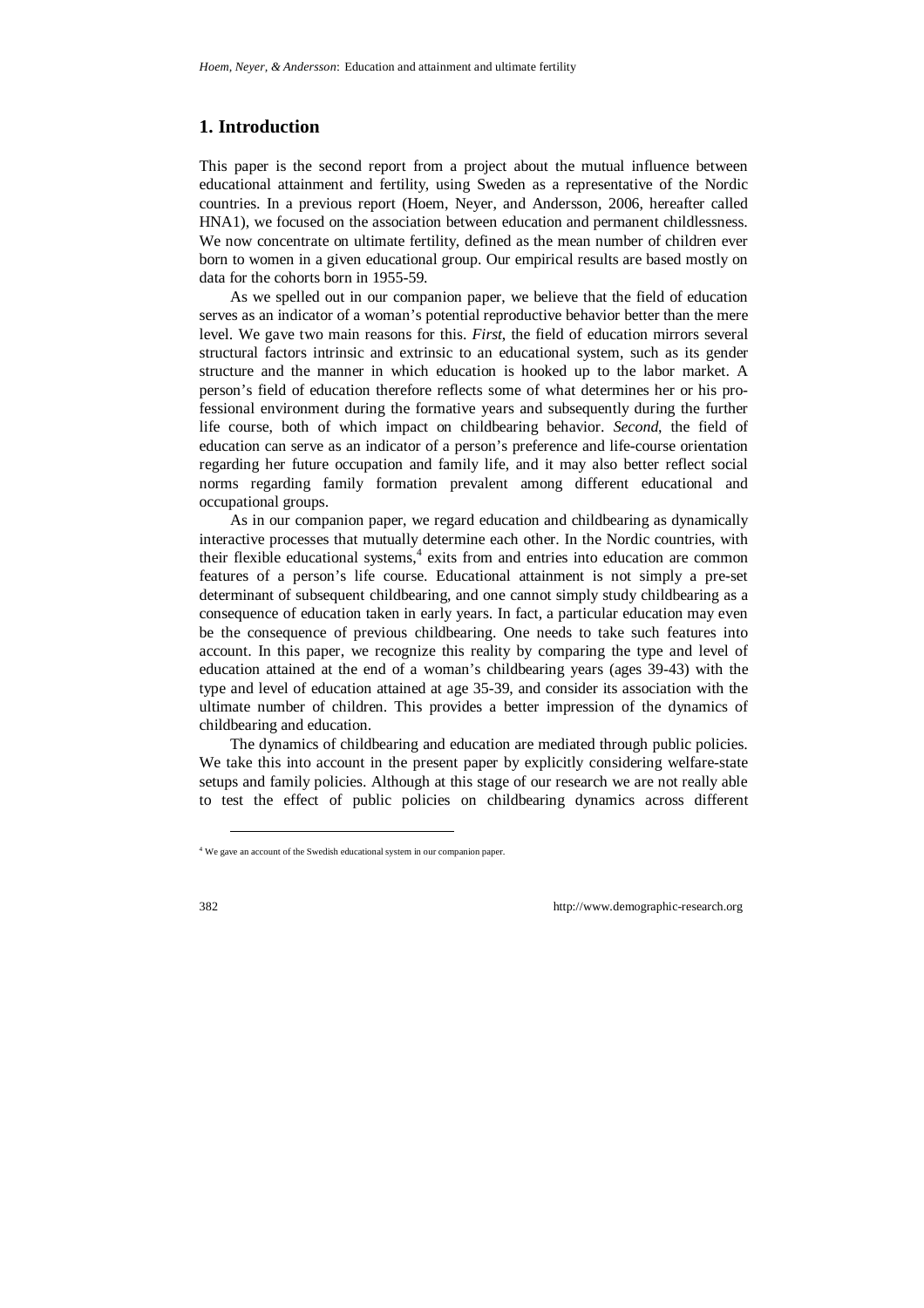## 1. Introduction

This paper is the second report from a project about the mutual influence between educational attainment and fertility, using Sweden as a representative of the Nordic countries. In a previous report (Hoem, Neyer, and Andersson, 2006, hereafter called HNA1), we focused on the association between education and permanent childlessness. We now concentrate on ultimate fertility, defined as the mean number of children ever born to women in a given educational group. Our empirical results are based mostly on data for the cohorts born in 1955-59.

As we spelled out in our companion paper, we believe that the field of education serves as an indicator of a woman's potential reproductive behavior better than the mere level. We gave two main reasons for this. *First*, the field of education mirrors several structural factors intrinsic and extrinsic to an educational system, such as its gender structure and the manner in which education is hooked up to the labor market. A person's field of education therefore reflects some of what determines her or his professional environment during the formative years and subsequently during the further life course, both of which impact on childbearing behavior. *Second*, the field of education can serve as an indicator of a person's preference and life-course orientation regarding her future occupation and family life, and it may also better reflect social norms regarding family formation prevalent among different educational and occupational groups.

As in our companion paper, we regard education and childbearing as dynamically interactive processes that mutually determine each other. In the Nordic countries, with their flexible educational systems,[4] exits from and entries into education are common features of a person's life course. Educational attainment is not simply a pre-set determinant of subsequent childbearing, and one cannot simply study childbearing as a consequence of education taken in early years. In fact, a particular education may even be the consequence of previous childbearing. One needs to take such features into account. In this paper, we recognize this reality by comparing the type and level of education attained at the end of a woman's childbearing years (ages 39-43) with the type and level of education attained at age 35-39, and consider its association with the ultimate number of children. This provides a better impression of the dynamics of childbearing and education.

The dynamics of childbearing and education are mediated through public policies. We take this into account in the present paper by explicitly considering welfare-state setups and family policies. Although at this stage of our research we are not really able to test the effect of public policies on childbearing dynamics across different

[4] We gave an account of the Swedish educational system in our companion paper.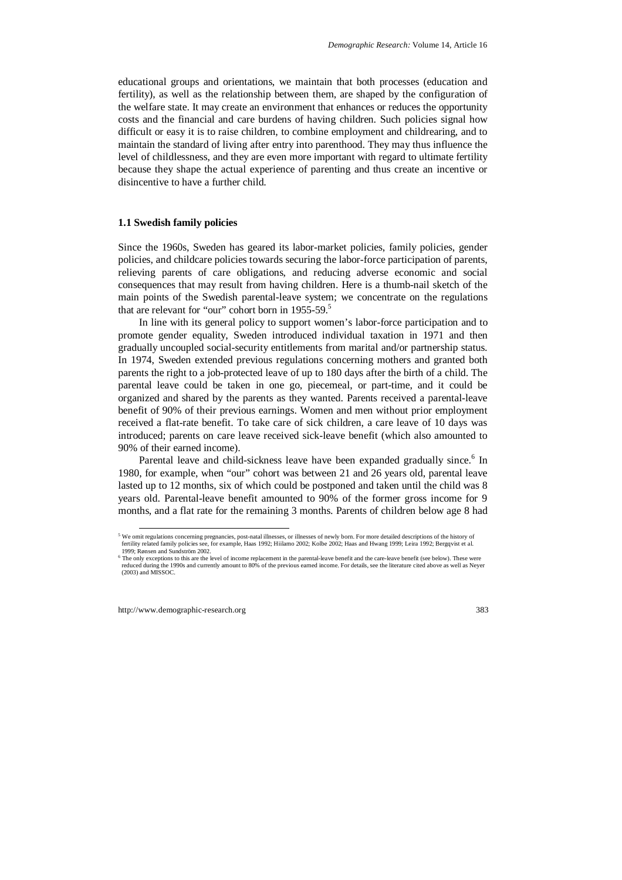educational groups and orientations, we maintain that both processes (education and fertility), as well as the relationship between them, are shaped by the configuration of the welfare state. It may create an environment that enhances or reduces the opportunity costs and the financial and care burdens of having children. Such policies signal how difficult or easy it is to raise children, to combine employment and childrearing, and to maintain the standard of living after entry into parenthood. They may thus influence the level of childlessness, and they are even more important with regard to ultimate fertility because they shape the actual experience of parenting and thus create an incentive or disincentive to have a further child.

### 1.1 Swedish family policies

Since the 1960s, Sweden has geared its labor-market policies, family policies, gender policies, and childcare policies towards securing the labor-force participation of parents, relieving parents of care obligations, and reducing adverse economic and social consequences that may result from having children. Here is a thumb-nail sketch of the main points of the Swedish parental-leave system; we concentrate on the regulations that are relevant for "our" cohort born in 1955-59.[5]

In line with its general policy to support women's labor-force participation and to promote gender equality, Sweden introduced individual taxation in 1971 and then gradually uncoupled social-security entitlements from marital and/or partnership status. In 1974, Sweden extended previous regulations concerning mothers and granted both parents the right to a job-protected leave of up to 180 days after the birth of a child. The parental leave could be taken in one go, piecemeal, or part-time, and it could be organized and shared by the parents as they wanted. Parents received a parental-leave benefit of 90% of their previous earnings. Women and men without prior employment received a flat-rate benefit. To take care of sick children, a care leave of 10 days was introduced; parents on care leave received sick-leave benefit (which also amounted to 90% of their earned income).

Parental leave and child-sickness leave have been expanded gradually since.[6] In 1980, for example, when "our" cohort was between 21 and 26 years old, parental leave lasted up to 12 months, six of which could be postponed and taken until the child was 8 years old. Parental-leave benefit amounted to 90% of the former gross income for 9 months, and a flat rate for the remaining 3 months. Parents of children below age 8 had

---

[5] We omit regulations concerning pregnancies, post-natal illnesses, or illnesses of newly born. For more detailed descriptions of the history of fertility related family policies see, for example, Haas 1992; Hiilamo 2002; Kolbe 2002; Haas and Hwang 1999; Leira 1992; Bergqvist et al. 1999; Rønsen and Sundström 2002.

[6] The only exceptions to this are the level of income replacement in the parental-leave benefit and the care-leave benefit (see below). These were reduced during the 1990s and currently amount to 80% of the previous earned income. For details, see the literature cited above as well as Neyer (2003) and MISSOC.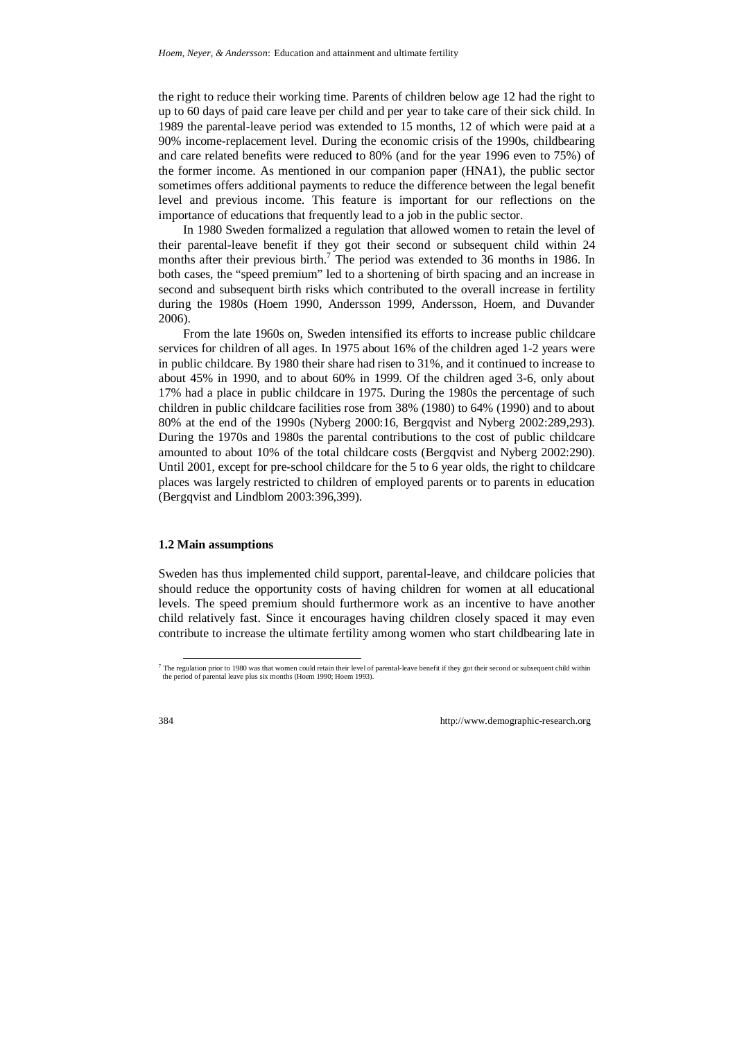the right to reduce their working time. Parents of children below age 12 had the right to up to 60 days of paid care leave per child and per year to take care of their sick child. In 1989 the parental-leave period was extended to 15 months, 12 of which were paid at a 90% income-replacement level. During the economic crisis of the 1990s, childbearing and care related benefits were reduced to 80% (and for the year 1996 even to 75%) of the former income. As mentioned in our companion paper (HNA1), the public sector sometimes offers additional payments to reduce the difference between the legal benefit level and previous income. This feature is important for our reflections on the importance of educations that frequently lead to a job in the public sector.

In 1980 Sweden formalized a regulation that allowed women to retain the level of their parental-leave benefit if they got their second or subsequent child within 24 months after their previous birth.[7] The period was extended to 36 months in 1986. In both cases, the "speed premium" led to a shortening of birth spacing and an increase in second and subsequent birth risks which contributed to the overall increase in fertility during the 1980s (Hoem 1990, Andersson 1999, Andersson, Hoem, and Duvander 2006).

From the late 1960s on, Sweden intensified its efforts to increase public childcare services for children of all ages. In 1975 about 16% of the children aged 1-2 years were in public childcare. By 1980 their share had risen to 31%, and it continued to increase to about 45% in 1990, and to about 60% in 1999. Of the children aged 3-6, only about 17% had a place in public childcare in 1975. During the 1980s the percentage of such children in public childcare facilities rose from 38% (1980) to 64% (1990) and to about 80% at the end of the 1990s (Nyberg 2000:16, Bergqvist and Nyberg 2002:289,293). During the 1970s and 1980s the parental contributions to the cost of public childcare amounted to about 10% of the total childcare costs (Bergqvist and Nyberg 2002:290). Until 2001, except for pre-school childcare for the 5 to 6 year olds, the right to childcare places was largely restricted to children of employed parents or to parents in education (Bergqvist and Lindblom 2003:396,399).

### 1.2 Main assumptions

Sweden has thus implemented child support, parental-leave, and childcare policies that should reduce the opportunity costs of having children for women at all educational levels. The speed premium should furthermore work as an incentive to have another child relatively fast. Since it encourages having children closely spaced it may even contribute to increase the ultimate fertility among women who start childbearing late in

[7] The regulation prior to 1980 was that women could retain their level of parental-leave benefit if they got their second or subsequent child within the period of parental leave plus six months (Hoem 1990; Hoem 1993).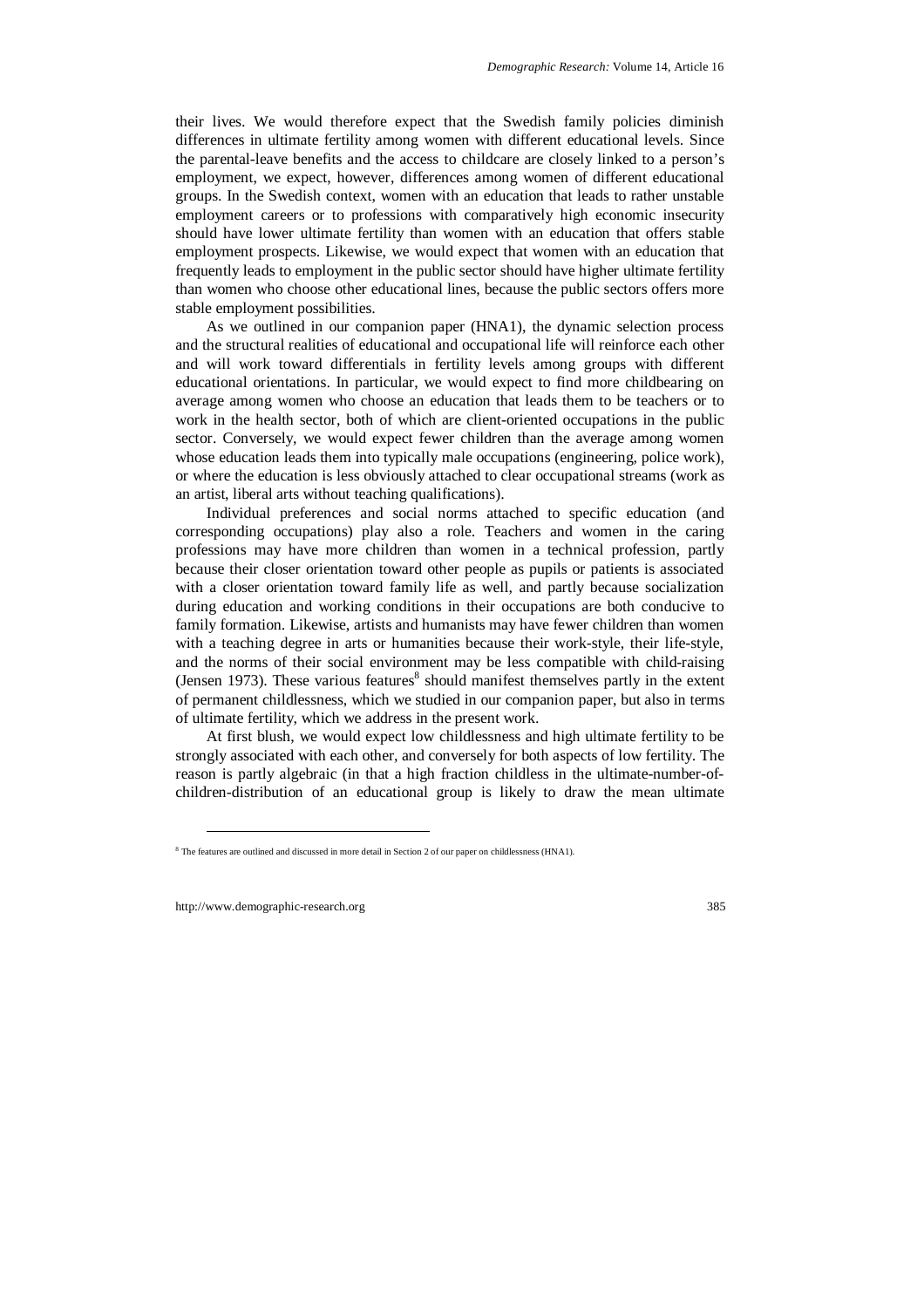their lives. We would therefore expect that the Swedish family policies diminish differences in ultimate fertility among women with different educational levels. Since the parental-leave benefits and the access to childcare are closely linked to a person's employment, we expect, however, differences among women of different educational groups. In the Swedish context, women with an education that leads to rather unstable employment careers or to professions with comparatively high economic insecurity should have lower ultimate fertility than women with an education that offers stable employment prospects. Likewise, we would expect that women with an education that frequently leads to employment in the public sector should have higher ultimate fertility than women who choose other educational lines, because the public sectors offers more stable employment possibilities.

As we outlined in our companion paper (HNA1), the dynamic selection process and the structural realities of educational and occupational life will reinforce each other and will work toward differentials in fertility levels among groups with different educational orientations. In particular, we would expect to find more childbearing on average among women who choose an education that leads them to be teachers or to work in the health sector, both of which are client-oriented occupations in the public sector. Conversely, we would expect fewer children than the average among women whose education leads them into typically male occupations (engineering, police work), or where the education is less obviously attached to clear occupational streams (work as an artist, liberal arts without teaching qualifications).

Individual preferences and social norms attached to specific education (and corresponding occupations) play also a role. Teachers and women in the caring professions may have more children than women in a technical profession, partly because their closer orientation toward other people as pupils or patients is associated with a closer orientation toward family life as well, and partly because socialization during education and working conditions in their occupations are both conducive to family formation. Likewise, artists and humanists may have fewer children than women with a teaching degree in arts or humanities because their work-style, their life-style, and the norms of their social environment may be less compatible with child-raising (Jensen 1973). These various features[8] should manifest themselves partly in the extent of permanent childlessness, which we studied in our companion paper, but also in terms of ultimate fertility, which we address in the present work.

At first blush, we would expect low childlessness and high ultimate fertility to be strongly associated with each other, and conversely for both aspects of low fertility. The reason is partly algebraic (in that a high fraction childless in the ultimate-number-of-children-distribution of an educational group is likely to draw the mean ultimate

---

[8] The features are outlined and discussed in more detail in Section 2 of our paper on childlessness (HNA1).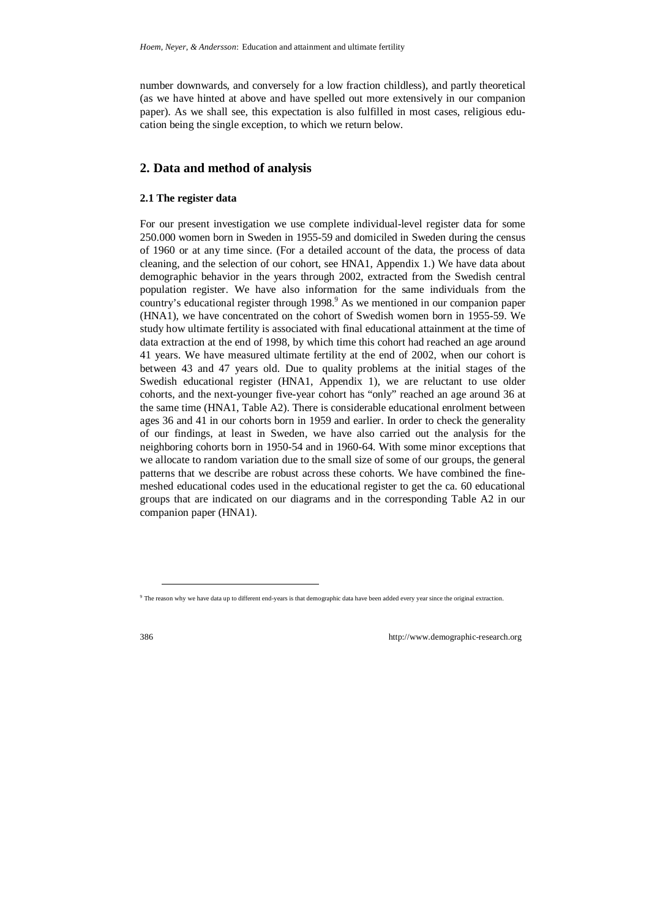number downwards, and conversely for a low fraction childless), and partly theoretical (as we have hinted at above and have spelled out more extensively in our companion paper). As we shall see, this expectation is also fulfilled in most cases, religious education being the single exception, to which we return below.

## 2. Data and method of analysis

### 2.1 The register data

For our present investigation we use complete individual-level register data for some 250.000 women born in Sweden in 1955-59 and domiciled in Sweden during the census of 1960 or at any time since. (For a detailed account of the data, the process of data cleaning, and the selection of our cohort, see HNA1, Appendix 1.) We have data about demographic behavior in the years through 2002, extracted from the Swedish central population register. We have also information for the same individuals from the country's educational register through 1998.[9] As we mentioned in our companion paper (HNA1), we have concentrated on the cohort of Swedish women born in 1955-59. We study how ultimate fertility is associated with final educational attainment at the time of data extraction at the end of 1998, by which time this cohort had reached an age around 41 years. We have measured ultimate fertility at the end of 2002, when our cohort is between 43 and 47 years old. Due to quality problems at the initial stages of the Swedish educational register (HNA1, Appendix 1), we are reluctant to use older cohorts, and the next-younger five-year cohort has "only" reached an age around 36 at the same time (HNA1, Table A2). There is considerable educational enrolment between ages 36 and 41 in our cohorts born in 1959 and earlier. In order to check the generality of our findings, at least in Sweden, we have also carried out the analysis for the neighboring cohorts born in 1950-54 and in 1960-64. With some minor exceptions that we allocate to random variation due to the small size of some of our groups, the general patterns that we describe are robust across these cohorts. We have combined the fine-meshed educational codes used in the educational register to get the ca. 60 educational groups that are indicated on our diagrams and in the corresponding Table A2 in our companion paper (HNA1).

[9] The reason why we have data up to different end-years is that demographic data have been added every year since the original extraction.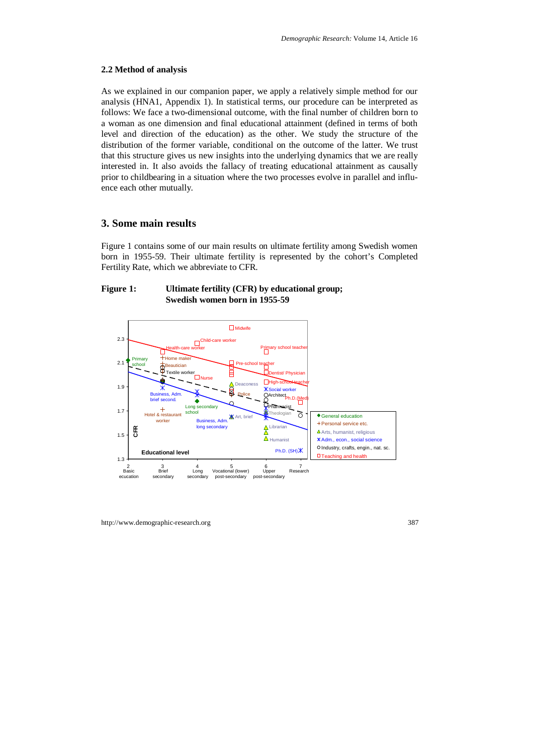### 2.2 Method of analysis

As we explained in our companion paper, we apply a relatively simple method for our analysis (HNA1, Appendix 1). In statistical terms, our procedure can be interpreted as follows: We face a two-dimensional outcome, with the final number of children born to a woman as one dimension and final educational attainment (defined in terms of both level and direction of the education) as the other. We study the structure of the distribution of the former variable, conditional on the outcome of the latter. We trust that this structure gives us new insights into the underlying dynamics that we are really interested in. It also avoids the fallacy of treating educational attainment as causally prior to childbearing in a situation where the two processes evolve in parallel and influence each other mutually.

## 3. Some main results

Figure 1 contains some of our main results on ultimate fertility among Swedish women born in 1955-59. Their ultimate fertility is represented by the cohort's Completed Fertility Rate, which we abbreviate to CFR.

**Figure 1: Ultimate fertility (CFR) by educational group; Swedish women born in 1955-59**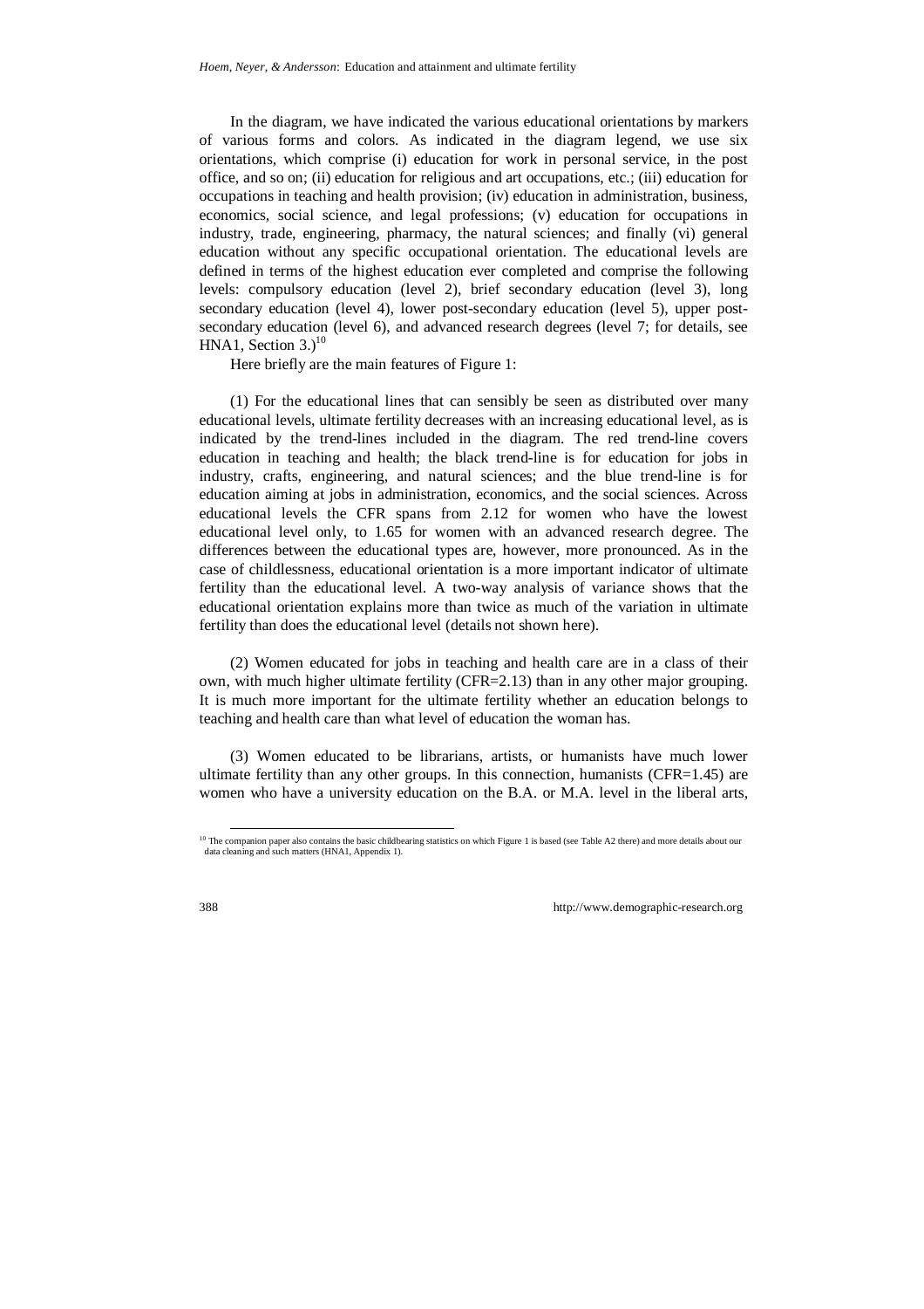In the diagram, we have indicated the various educational orientations by markers of various forms and colors. As indicated in the diagram legend, we use six orientations, which comprise (i) education for work in personal service, in the post office, and so on; (ii) education for religious and art occupations, etc.; (iii) education for occupations in teaching and health provision; (iv) education in administration, business, economics, social science, and legal professions; (v) education for occupations in industry, trade, engineering, pharmacy, the natural sciences; and finally (vi) general education without any specific occupational orientation. The educational levels are defined in terms of the highest education ever completed and comprise the following levels: compulsory education (level 2), brief secondary education (level 3), long secondary education (level 4), lower post-secondary education (level 5), upper post-secondary education (level 6), and advanced research degrees (level 7; for details, see HNA1, Section 3.)[10]

Here briefly are the main features of Figure 1:

(1) For the educational lines that can sensibly be seen as distributed over many educational levels, ultimate fertility decreases with an increasing educational level, as is indicated by the trend-lines included in the diagram. The red trend-line covers education in teaching and health; the black trend-line is for education for jobs in industry, crafts, engineering, and natural sciences; and the blue trend-line is for education aiming at jobs in administration, economics, and the social sciences. Across educational levels the CFR spans from 2.12 for women who have the lowest educational level only, to 1.65 for women with an advanced research degree. The differences between the educational types are, however, more pronounced. As in the case of childlessness, educational orientation is a more important indicator of ultimate fertility than the educational level. A two-way analysis of variance shows that the educational orientation explains more than twice as much of the variation in ultimate fertility than does the educational level (details not shown here).

(2) Women educated for jobs in teaching and health care are in a class of their own, with much higher ultimate fertility (CFR=2.13) than in any other major grouping. It is much more important for the ultimate fertility whether an education belongs to teaching and health care than what level of education the woman has.

(3) Women educated to be librarians, artists, or humanists have much lower ultimate fertility than any other groups. In this connection, humanists (CFR=1.45) are women who have a university education on the B.A. or M.A. level in the liberal arts,

[10] The companion paper also contains the basic childbearing statistics on which Figure 1 is based (see Table A2 there) and more details about our data cleaning and such matters (HNA1, Appendix 1).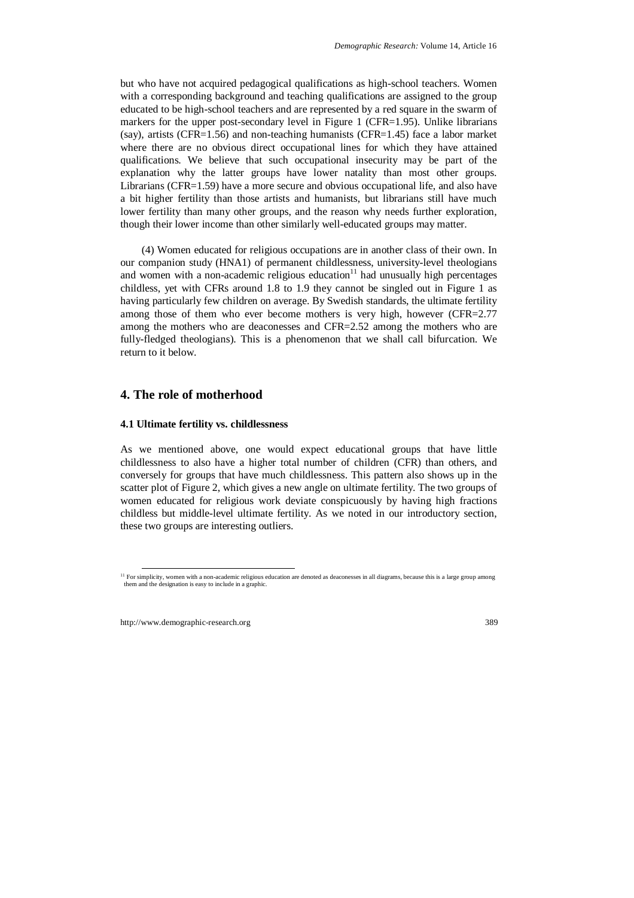but who have not acquired pedagogical qualifications as high-school teachers. Women with a corresponding background and teaching qualifications are assigned to the group educated to be high-school teachers and are represented by a red square in the swarm of markers for the upper post-secondary level in Figure 1 (CFR=1.95). Unlike librarians (say), artists (CFR=1.56) and non-teaching humanists (CFR=1.45) face a labor market where there are no obvious direct occupational lines for which they have attained qualifications. We believe that such occupational insecurity may be part of the explanation why the latter groups have lower natality than most other groups. Librarians (CFR=1.59) have a more secure and obvious occupational life, and also have a bit higher fertility than those artists and humanists, but librarians still have much lower fertility than many other groups, and the reason why needs further exploration, though their lower income than other similarly well-educated groups may matter.

(4) Women educated for religious occupations are in another class of their own. In our companion study (HNA1) of permanent childlessness, university-level theologians and women with a non-academic religious education[11] had unusually high percentages childless, yet with CFRs around 1.8 to 1.9 they cannot be singled out in Figure 1 as having particularly few children on average. By Swedish standards, the ultimate fertility among those of them who ever become mothers is very high, however (CFR=2.77 among the mothers who are deaconesses and CFR=2.52 among the mothers who are fully-fledged theologians). This is a phenomenon that we shall call bifurcation. We return to it below.

## 4. The role of motherhood

### 4.1 Ultimate fertility vs. childlessness

As we mentioned above, one would expect educational groups that have little childlessness to also have a higher total number of children (CFR) than others, and conversely for groups that have much childlessness. This pattern also shows up in the scatter plot of Figure 2, which gives a new angle on ultimate fertility. The two groups of women educated for religious work deviate conspicuously by having high fractions childless but middle-level ultimate fertility. As we noted in our introductory section, these two groups are interesting outliers.

[11] For simplicity, women with a non-academic religious education are denoted as deaconesses in all diagrams, because this is a large group among them and the designation is easy to include in a graphic.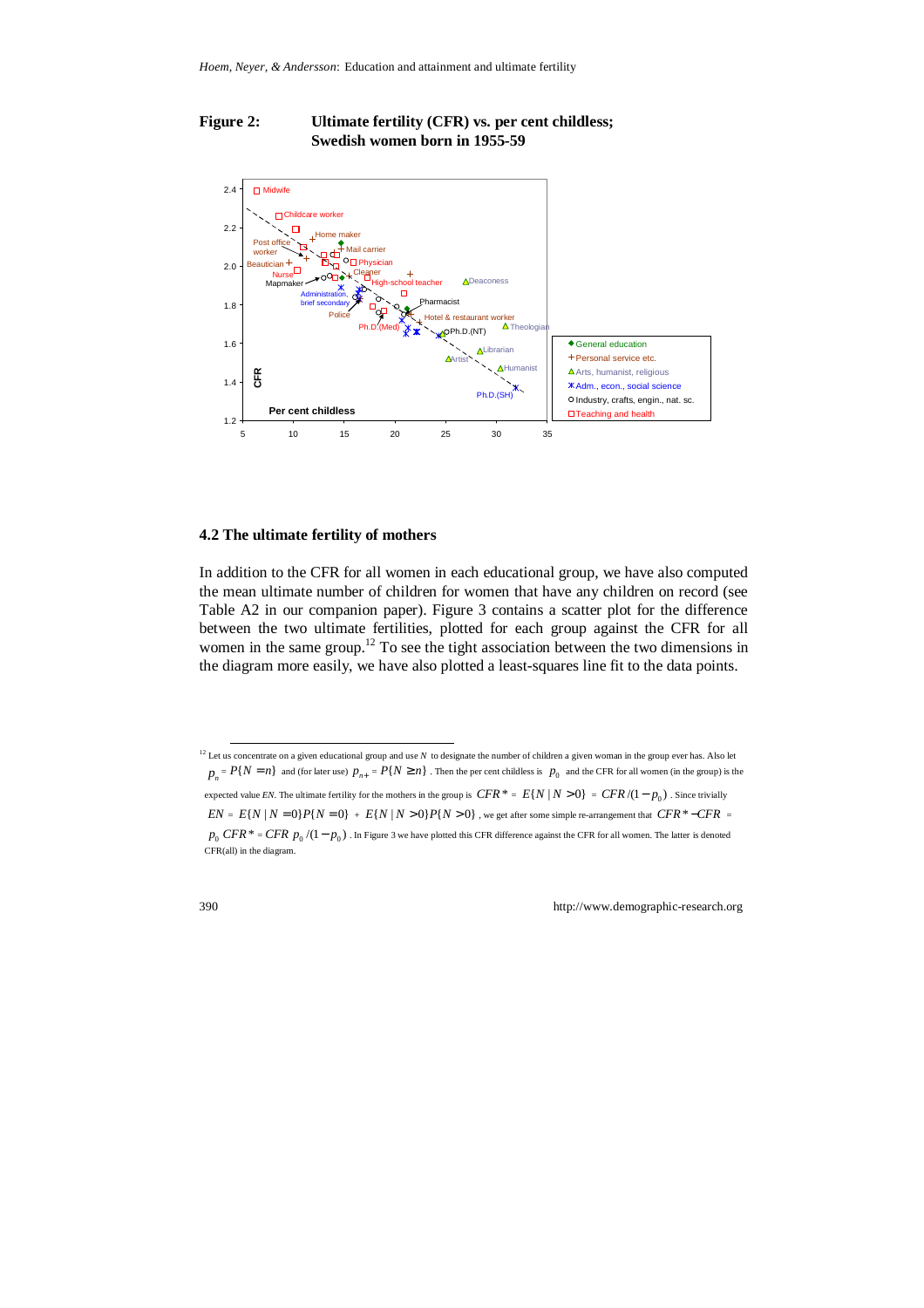**Figure 2: Ultimate fertility (CFR) vs. per cent childless; Swedish women born in 1955-59**

## 4.2 The ultimate fertility of mothers

In addition to the CFR for all women in each educational group, we have also computed the mean ultimate number of children for women that have any children on record (see Table A2 in our companion paper). Figure 3 contains a scatter plot for the difference between the two ultimate fertilities, plotted for each group against the CFR for all women in the same group.[12] To see the tight association between the two dimensions in the diagram more easily, we have also plotted a least-squares line fit to the data points.

---

[12] Let us concentrate on a given educational group and use $N$ to designate the number of children a given woman in the group ever has. Also let $p_n = P\{N = n\}$ and (for later use) $p_{n+} = P\{N \geq n\}$. Then the per cent childless is $p_0$ and the CFR for all women (in the group) is the expected value $EN$. The ultimate fertility for the mothers in the group is $CFR^* = E\{N \mid N > 0\} = CFR/(1 - p_0)$. Since trivially $EN = E\{N \mid N = 0\}P\{N = 0\} + E\{N \mid N > 0\}P\{N > 0\}$, we get after some simple re-arrangement that $CFR^* - CFR = p_0\, CFR^* = CFR\, p_0/(1 - p_0)$. In Figure 3 we have plotted this CFR difference against the CFR for all women. The latter is denoted CFR(all) in the diagram.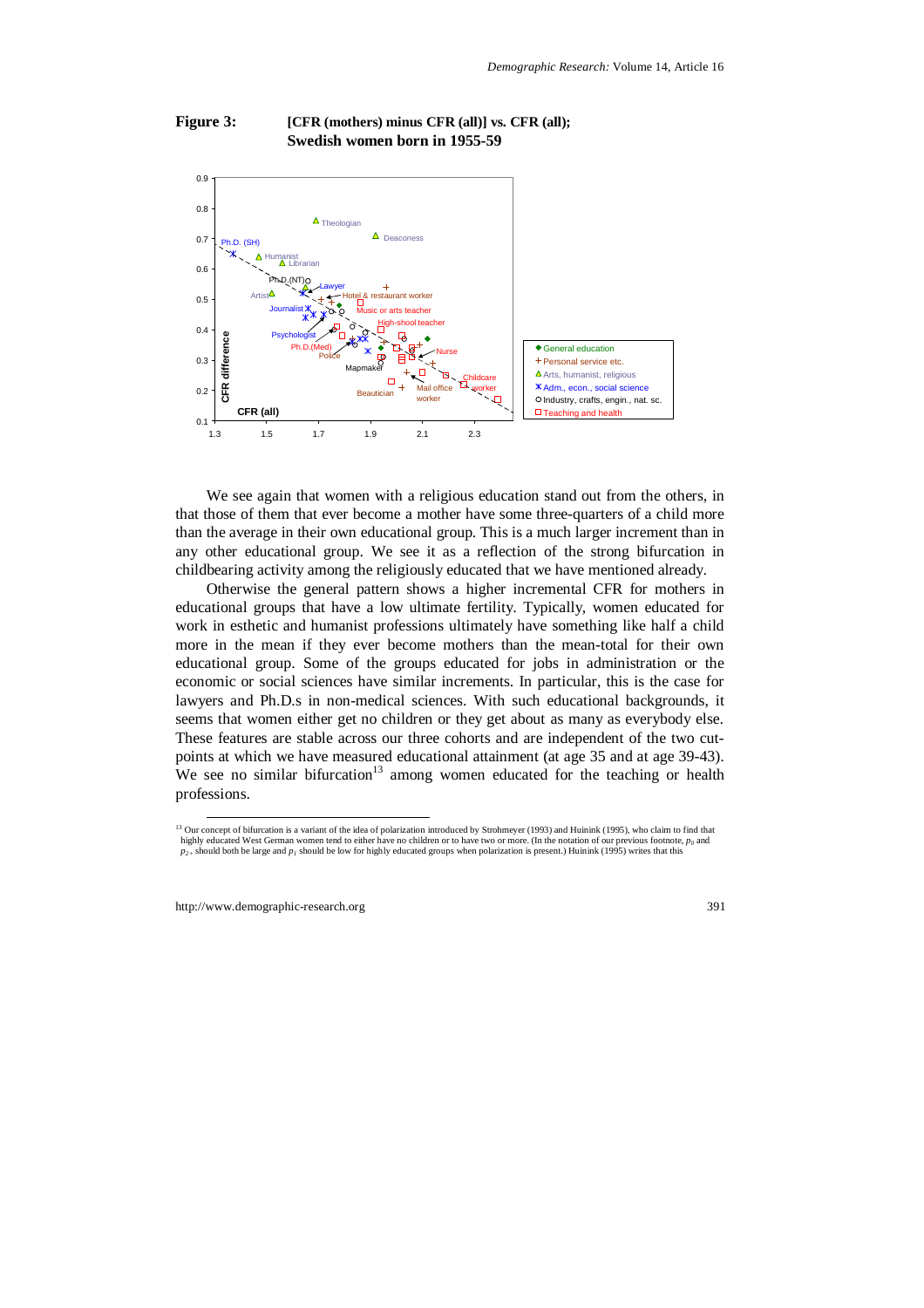**Figure 3: [CFR (mothers) minus CFR (all)] vs. CFR (all); Swedish women born in 1955-59**

We see again that women with a religious education stand out from the others, in that those of them that ever become a mother have some three-quarters of a child more than the average in their own educational group. This is a much larger increment than in any other educational group. We see it as a reflection of the strong bifurcation in childbearing activity among the religiously educated that we have mentioned already.

Otherwise the general pattern shows a higher incremental CFR for mothers in educational groups that have a low ultimate fertility. Typically, women educated for work in esthetic and humanist professions ultimately have something like half a child more in the mean if they ever become mothers than the mean-total for their own educational group. Some of the groups educated for jobs in administration or the economic or social sciences have similar increments. In particular, this is the case for lawyers and Ph.D.s in non-medical sciences. With such educational backgrounds, it seems that women either get no children or they get about as many as everybody else. These features are stable across our three cohorts and are independent of the two cut-points at which we have measured educational attainment (at age 35 and at age 39-43). We see no similar bifurcation[13] among women educated for the teaching or health professions.

---

[13] Our concept of bifurcation is a variant of the idea of polarization introduced by Strohmeyer (1993) and Huinink (1995), who claim to find that highly educated West German women tend to either have no children or to have two or more. (In the notation of our previous footnote, $p_0$ and $p_2$, should both be large and $p_1$ should be low for highly educated groups when polarization is present.) Huinink (1995) writes that this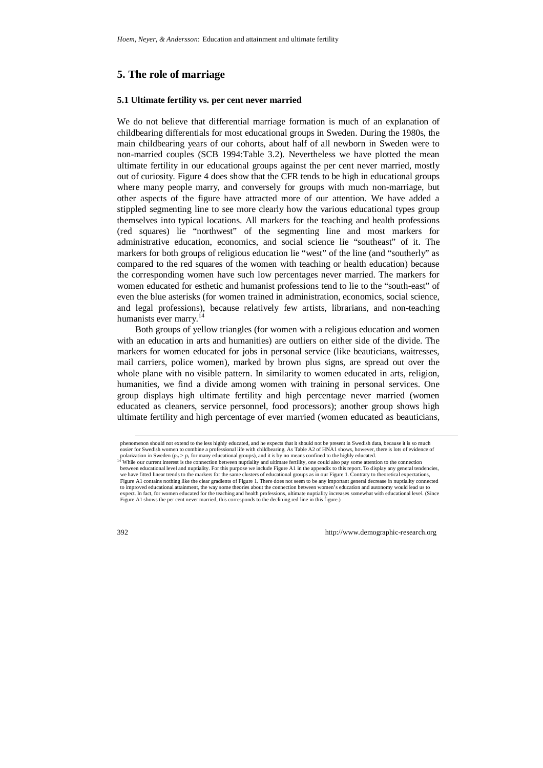## 5. The role of marriage

### 5.1 Ultimate fertility vs. per cent never married

We do not believe that differential marriage formation is much of an explanation of childbearing differentials for most educational groups in Sweden. During the 1980s, the main childbearing years of our cohorts, about half of all newborn in Sweden were to non-married couples (SCB 1994:Table 3.2). Nevertheless we have plotted the mean ultimate fertility in our educational groups against the per cent never married, mostly out of curiosity. Figure 4 does show that the CFR tends to be high in educational groups where many people marry, and conversely for groups with much non-marriage, but other aspects of the figure have attracted more of our attention. We have added a stippled segmenting line to see more clearly how the various educational types group themselves into typical locations. All markers for the teaching and health professions (red squares) lie "northwest" of the segmenting line and most markers for administrative education, economics, and social science lie "southeast" of it. The markers for both groups of religious education lie "west" of the line (and "southerly" as compared to the red squares of the women with teaching or health education) because the corresponding women have such low percentages never married. The markers for women educated for esthetic and humanist professions tend to lie to the "south-east" of even the blue asterisks (for women trained in administration, economics, social science, and legal professions), because relatively few artists, librarians, and non-teaching humanists ever marry.[14]

Both groups of yellow triangles (for women with a religious education and women with an education in arts and humanities) are outliers on either side of the divide. The markers for women educated for jobs in personal service (like beauticians, waitresses, mail carriers, police women), marked by brown plus signs, are spread out over the whole plane with no visible pattern. In similarity to women educated in arts, religion, humanities, we find a divide among women with training in personal services. One group displays high ultimate fertility and high percentage never married (women educated as cleaners, service personnel, food processors); another group shows high ultimate fertility and high percentage of ever married (women educated as beauticians,

---

phenomenon should not extend to the less highly educated, and he expects that it should not be present in Swedish data, because it is so much easier for Swedish women to combine a professional life with childbearing. As Table A2 of HNA1 shows, however, there is lots of evidence of polarization in Sweden ($p_0 > p_1$ for many educational groups), and it is by no means confined to the highly educated.

[14] While our current interest is the connection between nuptiality and ultimate fertility, one could also pay some attention to the connection between educational level and nuptiality. For this purpose we include Figure A1 in the appendix to this report. To display any general tendencies, we have fitted linear trends to the markers for the same clusters of educational groups as in our Figure 1. Contrary to theoretical expectations, Figure A1 contains nothing like the clear gradients of Figure 1. There does not seem to be any important general decrease in nuptiality connected to improved educational attainment, the way some theories about the connection between women's education and autonomy would lead us to expect. In fact, for women educated for the teaching and health professions, ultimate nuptiality increases somewhat with educational level. (Since Figure A1 shows the per cent never married, this corresponds to the declining red line in this figure.)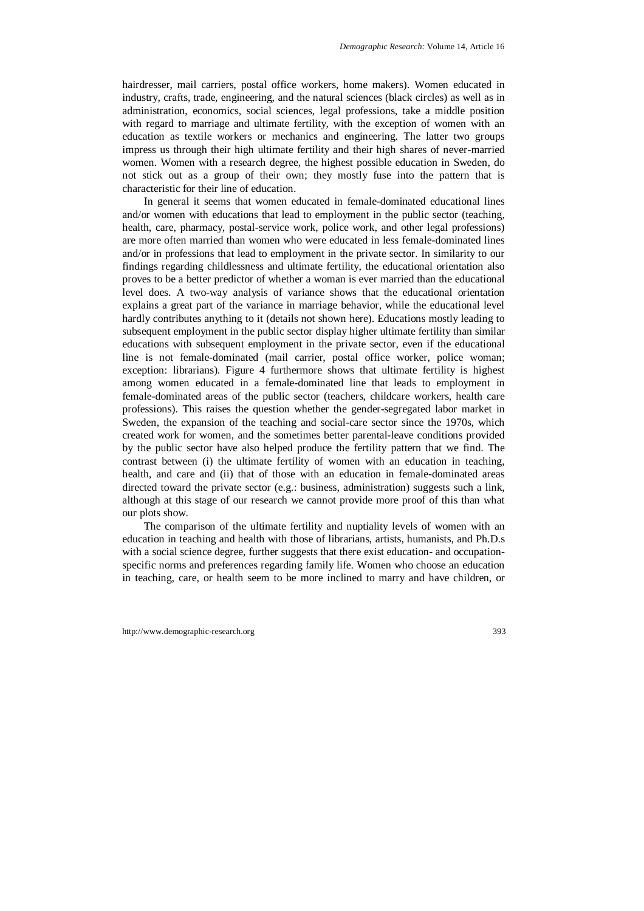hairdresser, mail carriers, postal office workers, home makers). Women educated in industry, crafts, trade, engineering, and the natural sciences (black circles) as well as in administration, economics, social sciences, legal professions, take a middle position with regard to marriage and ultimate fertility, with the exception of women with an education as textile workers or mechanics and engineering. The latter two groups impress us through their high ultimate fertility and their high shares of never-married women. Women with a research degree, the highest possible education in Sweden, do not stick out as a group of their own; they mostly fuse into the pattern that is characteristic for their line of education.

In general it seems that women educated in female-dominated educational lines and/or women with educations that lead to employment in the public sector (teaching, health, care, pharmacy, postal-service work, police work, and other legal professions) are more often married than women who were educated in less female-dominated lines and/or in professions that lead to employment in the private sector. In similarity to our findings regarding childlessness and ultimate fertility, the educational orientation also proves to be a better predictor of whether a woman is ever married than the educational level does. A two-way analysis of variance shows that the educational orientation explains a great part of the variance in marriage behavior, while the educational level hardly contributes anything to it (details not shown here). Educations mostly leading to subsequent employment in the public sector display higher ultimate fertility than similar educations with subsequent employment in the private sector, even if the educational line is not female-dominated (mail carrier, postal office worker, police woman; exception: librarians). Figure 4 furthermore shows that ultimate fertility is highest among women educated in a female-dominated line that leads to employment in female-dominated areas of the public sector (teachers, childcare workers, health care professions). This raises the question whether the gender-segregated labor market in Sweden, the expansion of the teaching and social-care sector since the 1970s, which created work for women, and the sometimes better parental-leave conditions provided by the public sector have also helped produce the fertility pattern that we find. The contrast between (i) the ultimate fertility of women with an education in teaching, health, and care and (ii) that of those with an education in female-dominated areas directed toward the private sector (e.g.: business, administration) suggests such a link, although at this stage of our research we cannot provide more proof of this than what our plots show.

The comparison of the ultimate fertility and nuptiality levels of women with an education in teaching and health with those of librarians, artists, humanists, and Ph.D.s with a social science degree, further suggests that there exist education- and occupation-specific norms and preferences regarding family life. Women who choose an education in teaching, care, or health seem to be more inclined to marry and have children, or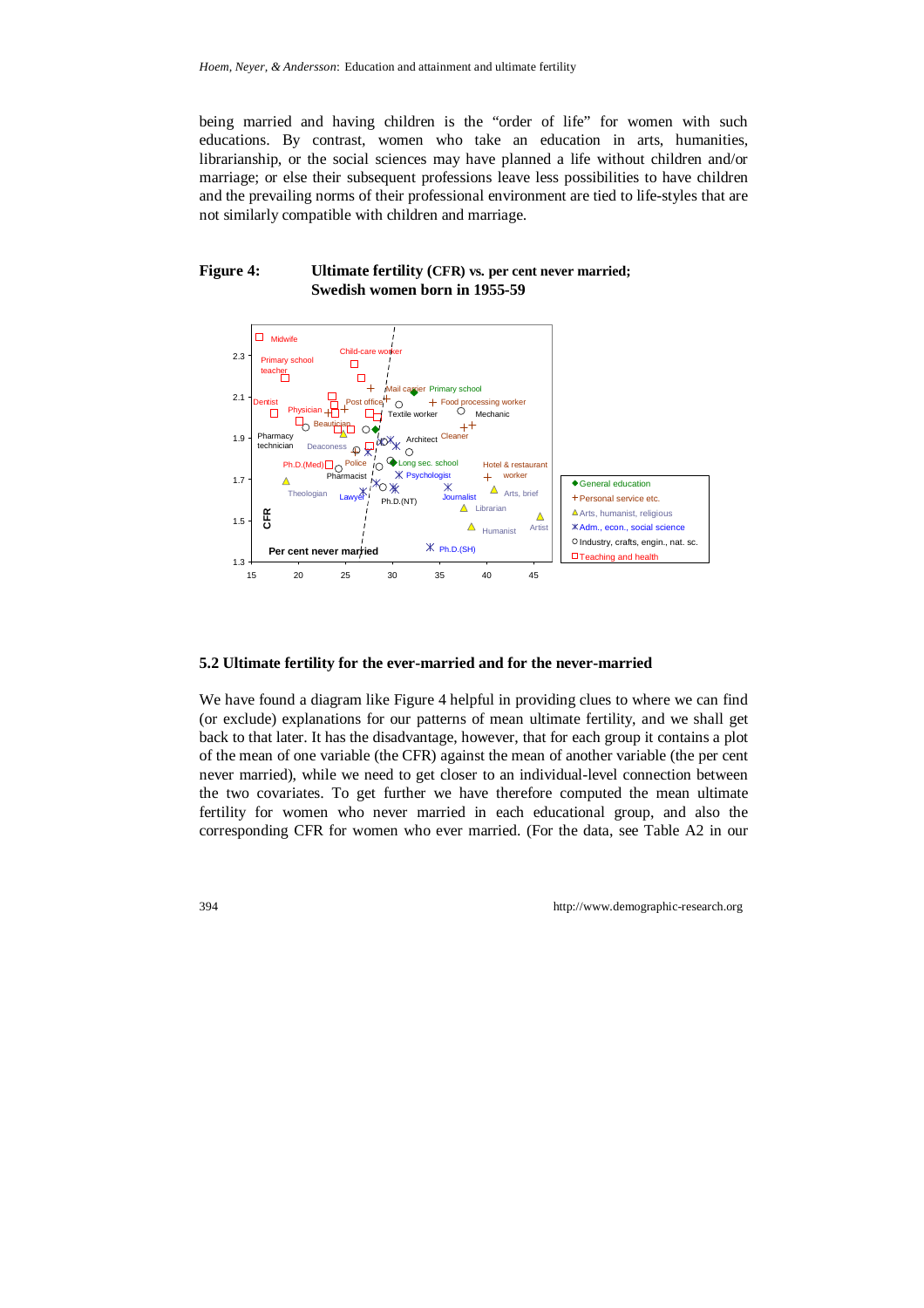being married and having children is the "order of life" for women with such educations. By contrast, women who take an education in arts, humanities, librarianship, or the social sciences may have planned a life without children and/or marriage; or else their subsequent professions leave less possibilities to have children and the prevailing norms of their professional environment are tied to life-styles that are not similarly compatible with children and marriage.

**Figure 4: Ultimate fertility (CFR) vs. per cent never married; Swedish women born in 1955-59**

## 5.2 Ultimate fertility for the ever-married and for the never-married

We have found a diagram like Figure 4 helpful in providing clues to where we can find (or exclude) explanations for our patterns of mean ultimate fertility, and we shall get back to that later. It has the disadvantage, however, that for each group it contains a plot of the mean of one variable (the CFR) against the mean of another variable (the per cent never married), while we need to get closer to an individual-level connection between the two covariates. To get further we have therefore computed the mean ultimate fertility for women who never married in each educational group, and also the corresponding CFR for women who ever married. (For the data, see Table A2 in our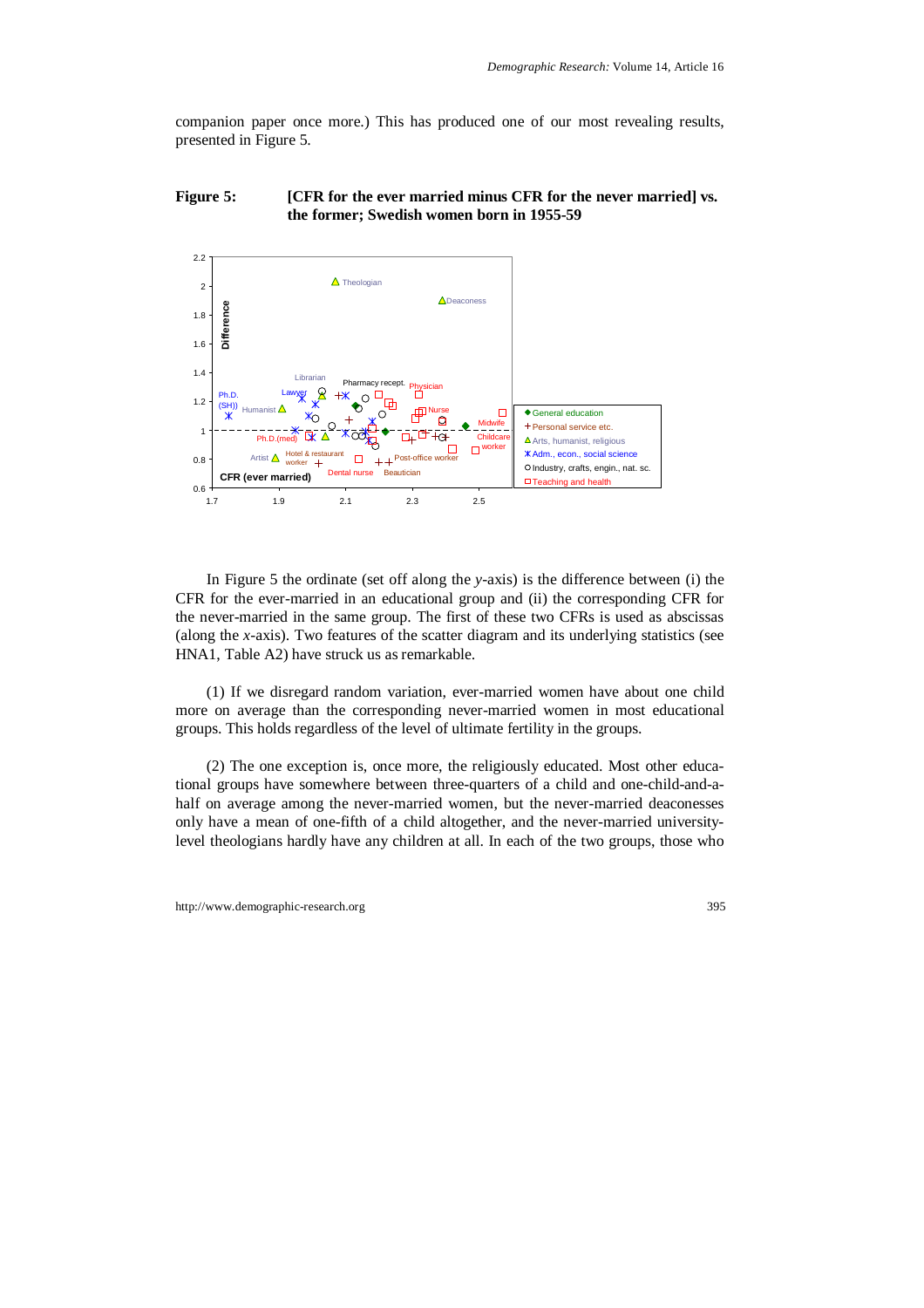companion paper once more.) This has produced one of our most revealing results, presented in Figure 5.

**Figure 5: [CFR for the ever married minus CFR for the never married] vs. the former; Swedish women born in 1955-59**

In Figure 5 the ordinate (set off along the *y*-axis) is the difference between (i) the CFR for the ever-married in an educational group and (ii) the corresponding CFR for the never-married in the same group. The first of these two CFRs is used as abscissas (along the *x*-axis). Two features of the scatter diagram and its underlying statistics (see HNA1, Table A2) have struck us as remarkable.

(1) If we disregard random variation, ever-married women have about one child more on average than the corresponding never-married women in most educational groups. This holds regardless of the level of ultimate fertility in the groups.

(2) The one exception is, once more, the religiously educated. Most other educational groups have somewhere between three-quarters of a child and one-child-and-a-half on average among the never-married women, but the never-married deaconesses only have a mean of one-fifth of a child altogether, and the never-married university-level theologians hardly have any children at all. In each of the two groups, those who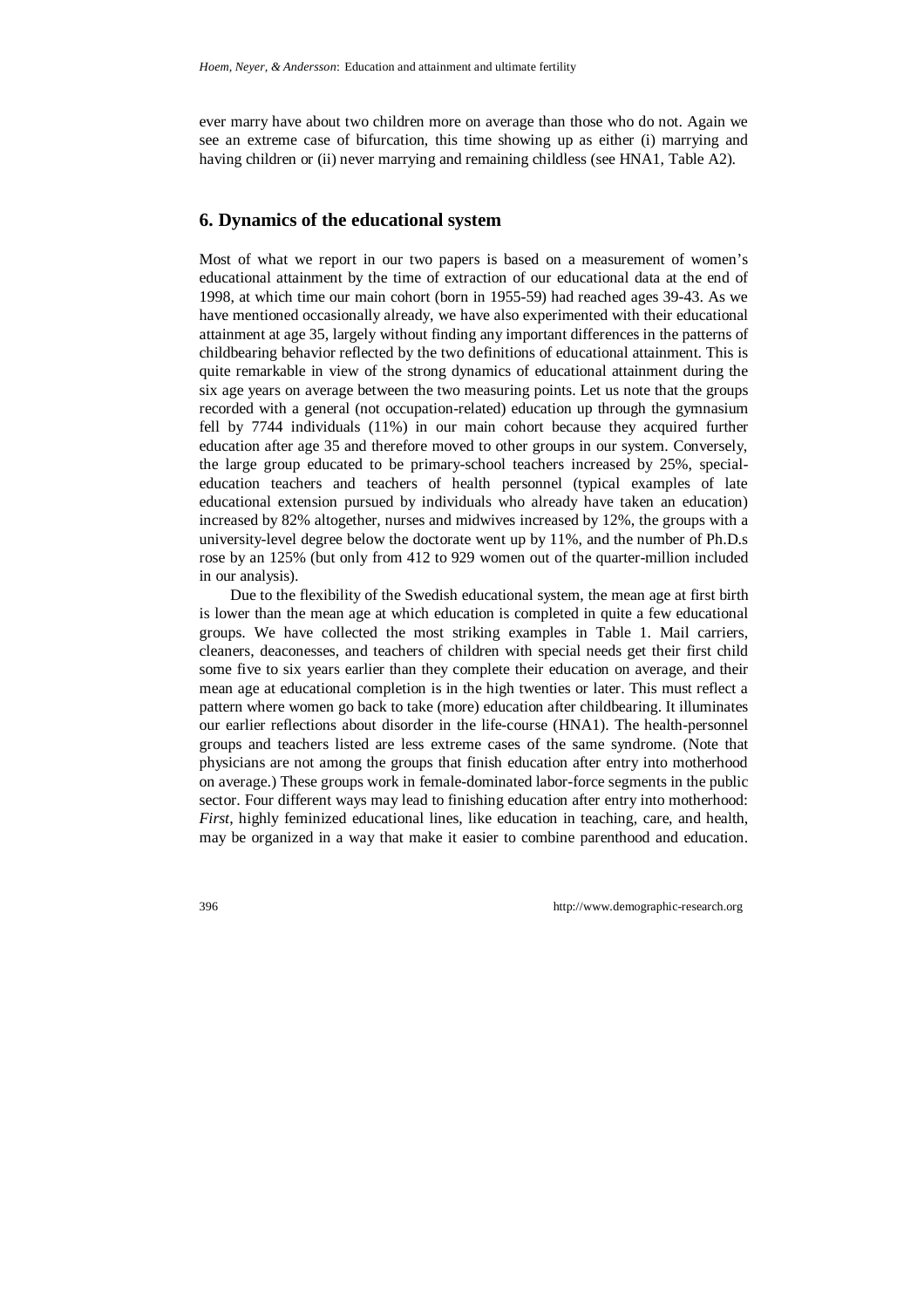ever marry have about two children more on average than those who do not. Again we see an extreme case of bifurcation, this time showing up as either (i) marrying and having children or (ii) never marrying and remaining childless (see HNA1, Table A2).

## 6. Dynamics of the educational system

Most of what we report in our two papers is based on a measurement of women's educational attainment by the time of extraction of our educational data at the end of 1998, at which time our main cohort (born in 1955-59) had reached ages 39-43. As we have mentioned occasionally already, we have also experimented with their educational attainment at age 35, largely without finding any important differences in the patterns of childbearing behavior reflected by the two definitions of educational attainment. This is quite remarkable in view of the strong dynamics of educational attainment during the six age years on average between the two measuring points. Let us note that the groups recorded with a general (not occupation-related) education up through the gymnasium fell by 7744 individuals (11%) in our main cohort because they acquired further education after age 35 and therefore moved to other groups in our system. Conversely, the large group educated to be primary-school teachers increased by 25%, special-education teachers and teachers of health personnel (typical examples of late educational extension pursued by individuals who already have taken an education) increased by 82% altogether, nurses and midwives increased by 12%, the groups with a university-level degree below the doctorate went up by 11%, and the number of Ph.D.s rose by an 125% (but only from 412 to 929 women out of the quarter-million included in our analysis).

Due to the flexibility of the Swedish educational system, the mean age at first birth is lower than the mean age at which education is completed in quite a few educational groups. We have collected the most striking examples in Table 1. Mail carriers, cleaners, deaconesses, and teachers of children with special needs get their first child some five to six years earlier than they complete their education on average, and their mean age at educational completion is in the high twenties or later. This must reflect a pattern where women go back to take (more) education after childbearing. It illuminates our earlier reflections about disorder in the life-course (HNA1). The health-personnel groups and teachers listed are less extreme cases of the same syndrome. (Note that physicians are not among the groups that finish education after entry into motherhood on average.) These groups work in female-dominated labor-force segments in the public sector. Four different ways may lead to finishing education after entry into motherhood: *First*, highly feminized educational lines, like education in teaching, care, and health, may be organized in a way that make it easier to combine parenthood and education.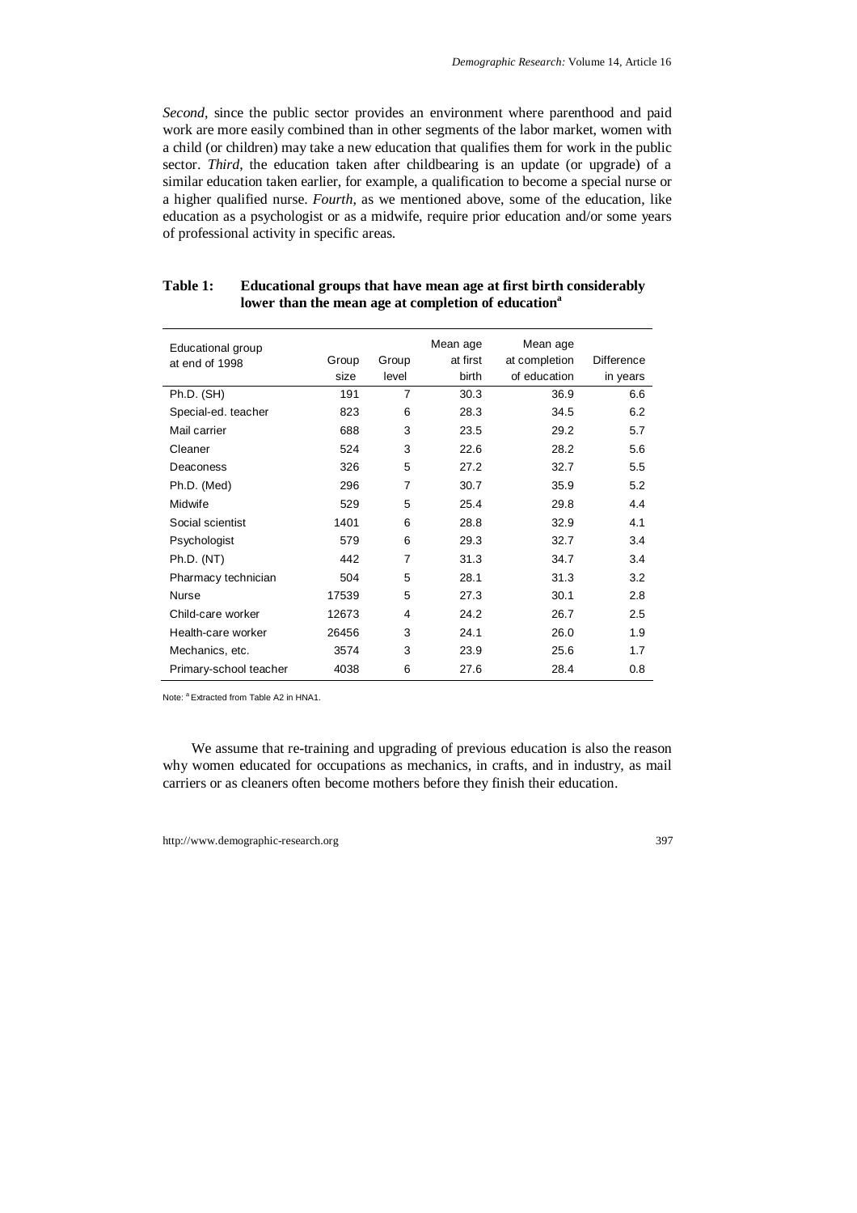*Second*, since the public sector provides an environment where parenthood and paid work are more easily combined than in other segments of the labor market, women with a child (or children) may take a new education that qualifies them for work in the public sector. *Third*, the education taken after childbearing is an update (or upgrade) of a similar education taken earlier, for example, a qualification to become a special nurse or a higher qualified nurse. *Fourth*, as we mentioned above, some of the education, like education as a psychologist or as a midwife, require prior education and/or some years of professional activity in specific areas.

**Table 1: Educational groups that have mean age at first birth considerably lower than the mean age at completion of education[a]**

| Educational group at end of 1998 | Group size | Group level | Mean age at first birth | Mean age at completion of education | Difference in years |
|---|---|---|---|---|---|
| Ph.D. (SH) | 191 | 7 | 30.3 | 36.9 | 6.6 |
| Special-ed. teacher | 823 | 6 | 28.3 | 34.5 | 6.2 |
| Mail carrier | 688 | 3 | 23.5 | 29.2 | 5.7 |
| Cleaner | 524 | 3 | 22.6 | 28.2 | 5.6 |
| Deaconess | 326 | 5 | 27.2 | 32.7 | 5.5 |
| Ph.D. (Med) | 296 | 7 | 30.7 | 35.9 | 5.2 |
| Midwife | 529 | 5 | 25.4 | 29.8 | 4.4 |
| Social scientist | 1401 | 6 | 28.8 | 32.9 | 4.1 |
| Psychologist | 579 | 6 | 29.3 | 32.7 | 3.4 |
| Ph.D. (NT) | 442 | 7 | 31.3 | 34.7 | 3.4 |
| Pharmacy technician | 504 | 5 | 28.1 | 31.3 | 3.2 |
| Nurse | 17539 | 5 | 27.3 | 30.1 | 2.8 |
| Child-care worker | 12673 | 4 | 24.2 | 26.7 | 2.5 |
| Health-care worker | 26456 | 3 | 24.1 | 26.0 | 1.9 |
| Mechanics, etc. | 3574 | 3 | 23.9 | 25.6 | 1.7 |
| Primary-school teacher | 4038 | 6 | 27.6 | 28.4 | 0.8 |

Note: [a] Extracted from Table A2 in HNA1.

We assume that re-training and upgrading of previous education is also the reason why women educated for occupations as mechanics, in crafts, and in industry, as mail carriers or as cleaners often become mothers before they finish their education.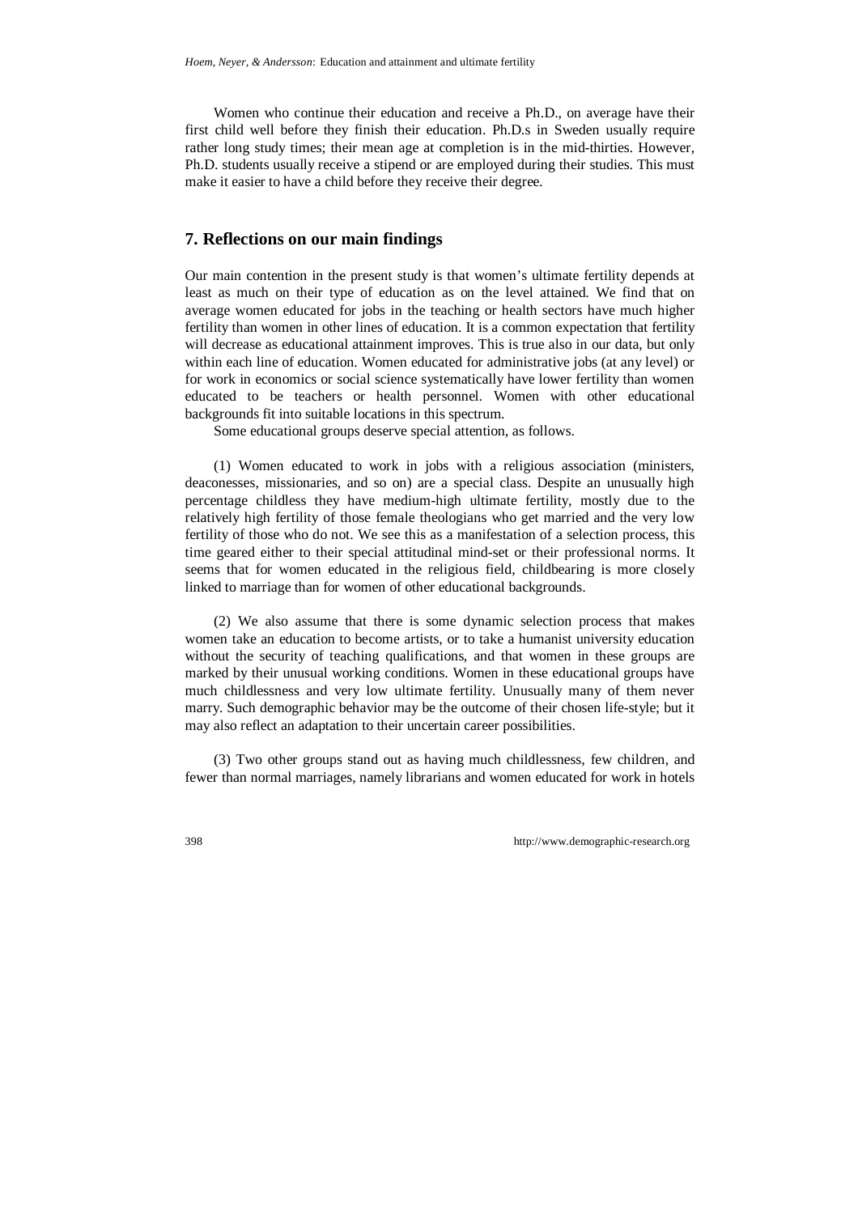Women who continue their education and receive a Ph.D., on average have their first child well before they finish their education. Ph.D.s in Sweden usually require rather long study times; their mean age at completion is in the mid-thirties. However, Ph.D. students usually receive a stipend or are employed during their studies. This must make it easier to have a child before they receive their degree.

## 7. Reflections on our main findings

Our main contention in the present study is that women's ultimate fertility depends at least as much on their type of education as on the level attained. We find that on average women educated for jobs in the teaching or health sectors have much higher fertility than women in other lines of education. It is a common expectation that fertility will decrease as educational attainment improves. This is true also in our data, but only within each line of education. Women educated for administrative jobs (at any level) or for work in economics or social science systematically have lower fertility than women educated to be teachers or health personnel. Women with other educational backgrounds fit into suitable locations in this spectrum.

Some educational groups deserve special attention, as follows.

(1) Women educated to work in jobs with a religious association (ministers, deaconesses, missionaries, and so on) are a special class. Despite an unusually high percentage childless they have medium-high ultimate fertility, mostly due to the relatively high fertility of those female theologians who get married and the very low fertility of those who do not. We see this as a manifestation of a selection process, this time geared either to their special attitudinal mind-set or their professional norms. It seems that for women educated in the religious field, childbearing is more closely linked to marriage than for women of other educational backgrounds.

(2) We also assume that there is some dynamic selection process that makes women take an education to become artists, or to take a humanist university education without the security of teaching qualifications, and that women in these groups are marked by their unusual working conditions. Women in these educational groups have much childlessness and very low ultimate fertility. Unusually many of them never marry. Such demographic behavior may be the outcome of their chosen life-style; but it may also reflect an adaptation to their uncertain career possibilities.

(3) Two other groups stand out as having much childlessness, few children, and fewer than normal marriages, namely librarians and women educated for work in hotels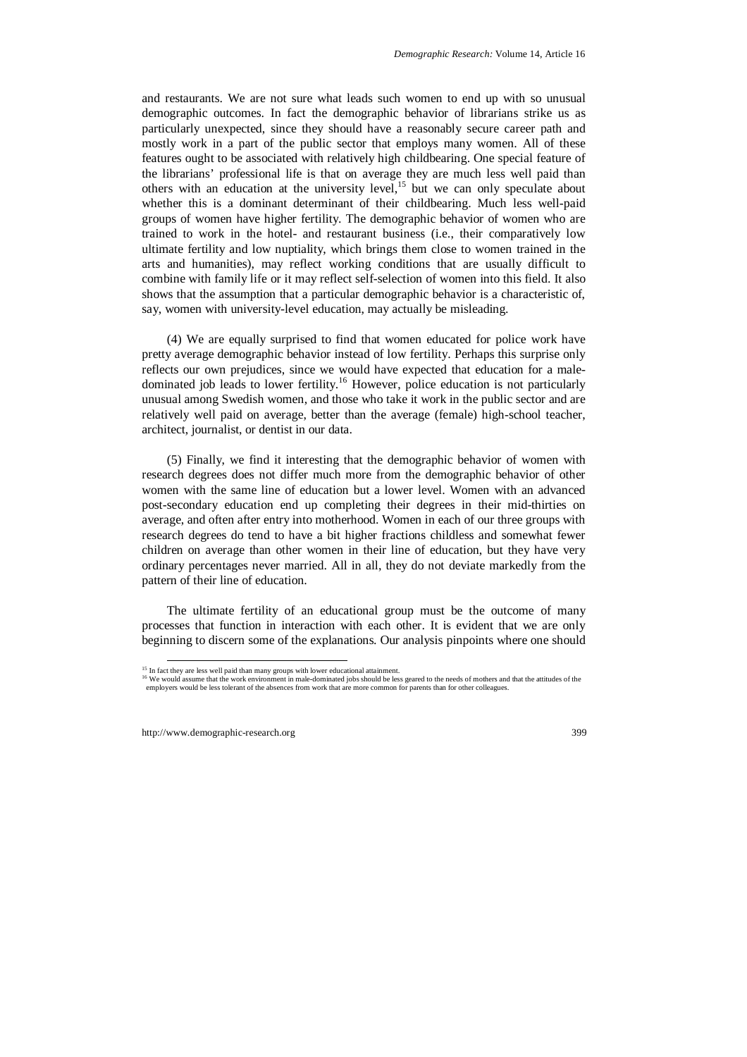and restaurants. We are not sure what leads such women to end up with so unusual demographic outcomes. In fact the demographic behavior of librarians strike us as particularly unexpected, since they should have a reasonably secure career path and mostly work in a part of the public sector that employs many women. All of these features ought to be associated with relatively high childbearing. One special feature of the librarians' professional life is that on average they are much less well paid than others with an education at the university level,[15] but we can only speculate about whether this is a dominant determinant of their childbearing. Much less well-paid groups of women have higher fertility. The demographic behavior of women who are trained to work in the hotel- and restaurant business (i.e., their comparatively low ultimate fertility and low nuptiality, which brings them close to women trained in the arts and humanities), may reflect working conditions that are usually difficult to combine with family life or it may reflect self-selection of women into this field. It also shows that the assumption that a particular demographic behavior is a characteristic of, say, women with university-level education, may actually be misleading.

(4) We are equally surprised to find that women educated for police work have pretty average demographic behavior instead of low fertility. Perhaps this surprise only reflects our own prejudices, since we would have expected that education for a male-dominated job leads to lower fertility.[16] However, police education is not particularly unusual among Swedish women, and those who take it work in the public sector and are relatively well paid on average, better than the average (female) high-school teacher, architect, journalist, or dentist in our data.

(5) Finally, we find it interesting that the demographic behavior of women with research degrees does not differ much more from the demographic behavior of other women with the same line of education but a lower level. Women with an advanced post-secondary education end up completing their degrees in their mid-thirties on average, and often after entry into motherhood. Women in each of our three groups with research degrees do tend to have a bit higher fractions childless and somewhat fewer children on average than other women in their line of education, but they have very ordinary percentages never married. All in all, they do not deviate markedly from the pattern of their line of education.

The ultimate fertility of an educational group must be the outcome of many processes that function in interaction with each other. It is evident that we are only beginning to discern some of the explanations. Our analysis pinpoints where one should

---

[15] In fact they are less well paid than many groups with lower educational attainment.

[16] We would assume that the work environment in male-dominated jobs should be less geared to the needs of mothers and that the attitudes of the employers would be less tolerant of the absences from work that are more common for parents than for other colleagues.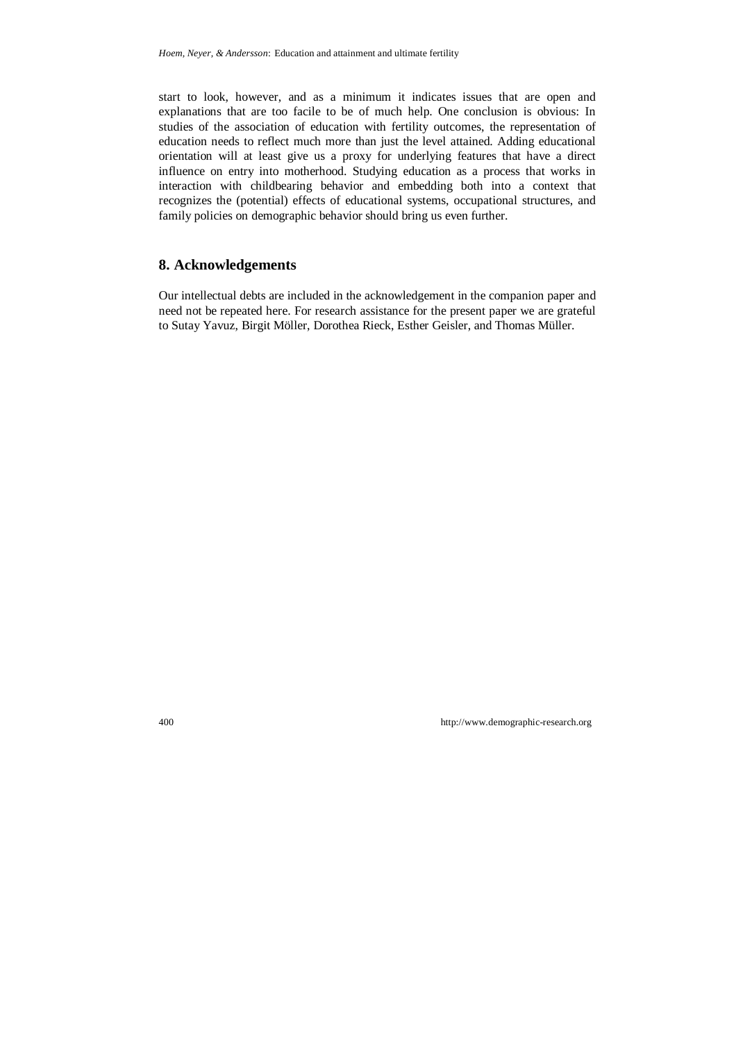start to look, however, and as a minimum it indicates issues that are open and explanations that are too facile to be of much help. One conclusion is obvious: In studies of the association of education with fertility outcomes, the representation of education needs to reflect much more than just the level attained. Adding educational orientation will at least give us a proxy for underlying features that have a direct influence on entry into motherhood. Studying education as a process that works in interaction with childbearing behavior and embedding both into a context that recognizes the (potential) effects of educational systems, occupational structures, and family policies on demographic behavior should bring us even further.

## 8. Acknowledgements

Our intellectual debts are included in the acknowledgement in the companion paper and need not be repeated here. For research assistance for the present paper we are grateful to Sutay Yavuz, Birgit Möller, Dorothea Rieck, Esther Geisler, and Thomas Müller.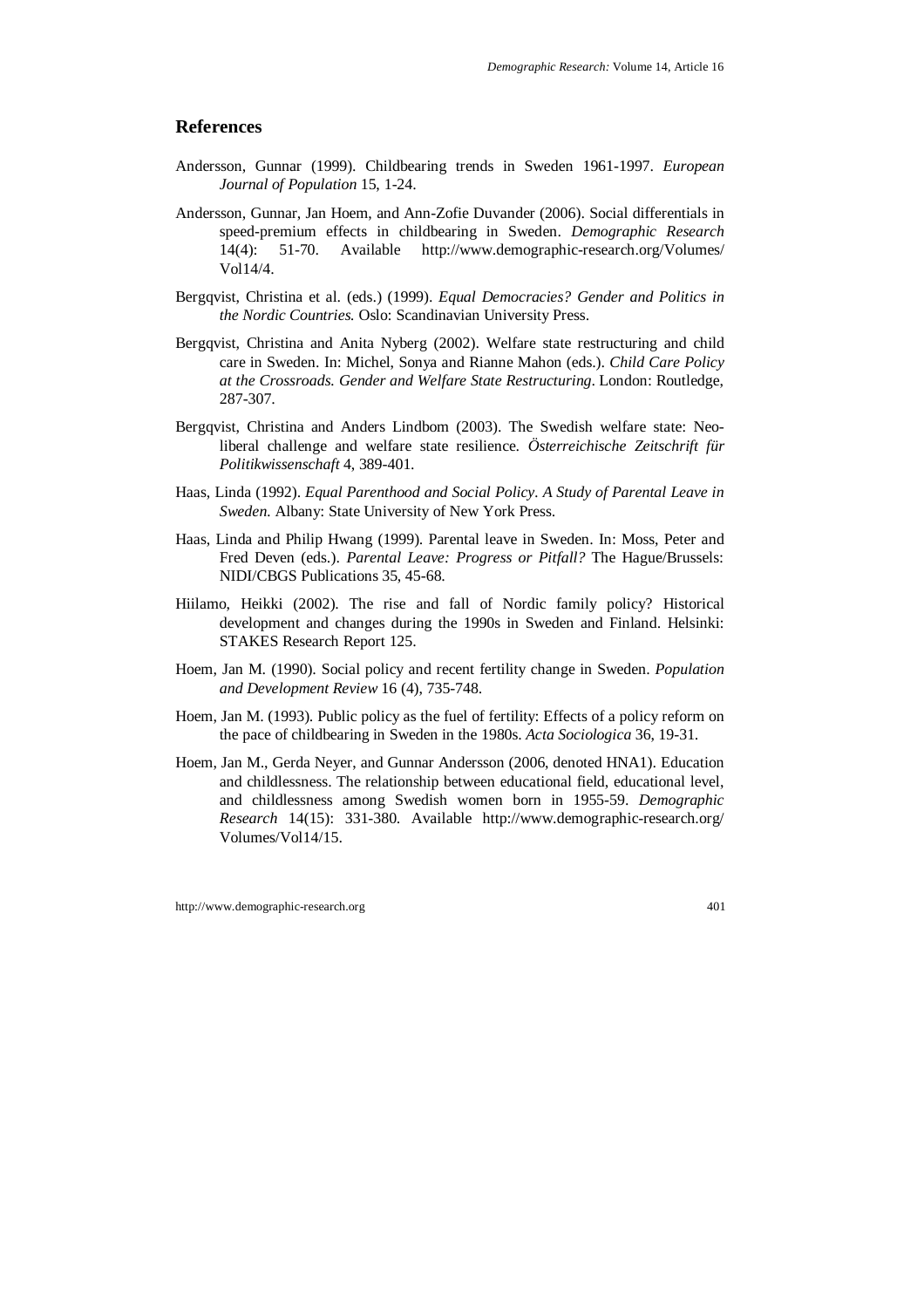## References

Andersson, Gunnar (1999). Childbearing trends in Sweden 1961-1997. *European Journal of Population* 15, 1-24.

Andersson, Gunnar, Jan Hoem, and Ann-Zofie Duvander (2006). Social differentials in speed-premium effects in childbearing in Sweden. *Demographic Research* 14(4): 51-70. Available http://www.demographic-research.org/Volumes/Vol14/4.

Bergqvist, Christina et al. (eds.) (1999). *Equal Democracies? Gender and Politics in the Nordic Countries.* Oslo: Scandinavian University Press.

Bergqvist, Christina and Anita Nyberg (2002). Welfare state restructuring and child care in Sweden. In: Michel, Sonya and Rianne Mahon (eds.). *Child Care Policy at the Crossroads. Gender and Welfare State Restructuring*. London: Routledge, 287-307.

Bergqvist, Christina and Anders Lindbom (2003). The Swedish welfare state: Neo-liberal challenge and welfare state resilience. *Österreichische Zeitschrift für Politikwissenschaft* 4, 389-401.

Haas, Linda (1992). *Equal Parenthood and Social Policy*. *A Study of Parental Leave in Sweden.* Albany: State University of New York Press.

Haas, Linda and Philip Hwang (1999). Parental leave in Sweden. In: Moss, Peter and Fred Deven (eds.). *Parental Leave: Progress or Pitfall?* The Hague/Brussels: NIDI/CBGS Publications 35, 45-68.

Hiilamo, Heikki (2002). The rise and fall of Nordic family policy? Historical development and changes during the 1990s in Sweden and Finland. Helsinki: STAKES Research Report 125.

Hoem, Jan M. (1990). Social policy and recent fertility change in Sweden. *Population and Development Review* 16 (4), 735-748.

Hoem, Jan M. (1993). Public policy as the fuel of fertility: Effects of a policy reform on the pace of childbearing in Sweden in the 1980s. *Acta Sociologica* 36, 19-31.

Hoem, Jan M., Gerda Neyer, and Gunnar Andersson (2006, denoted HNA1). Education and childlessness. The relationship between educational field, educational level, and childlessness among Swedish women born in 1955-59. *Demographic Research* 14(15): 331-380. Available http://www.demographic-research.org/Volumes/Vol14/15.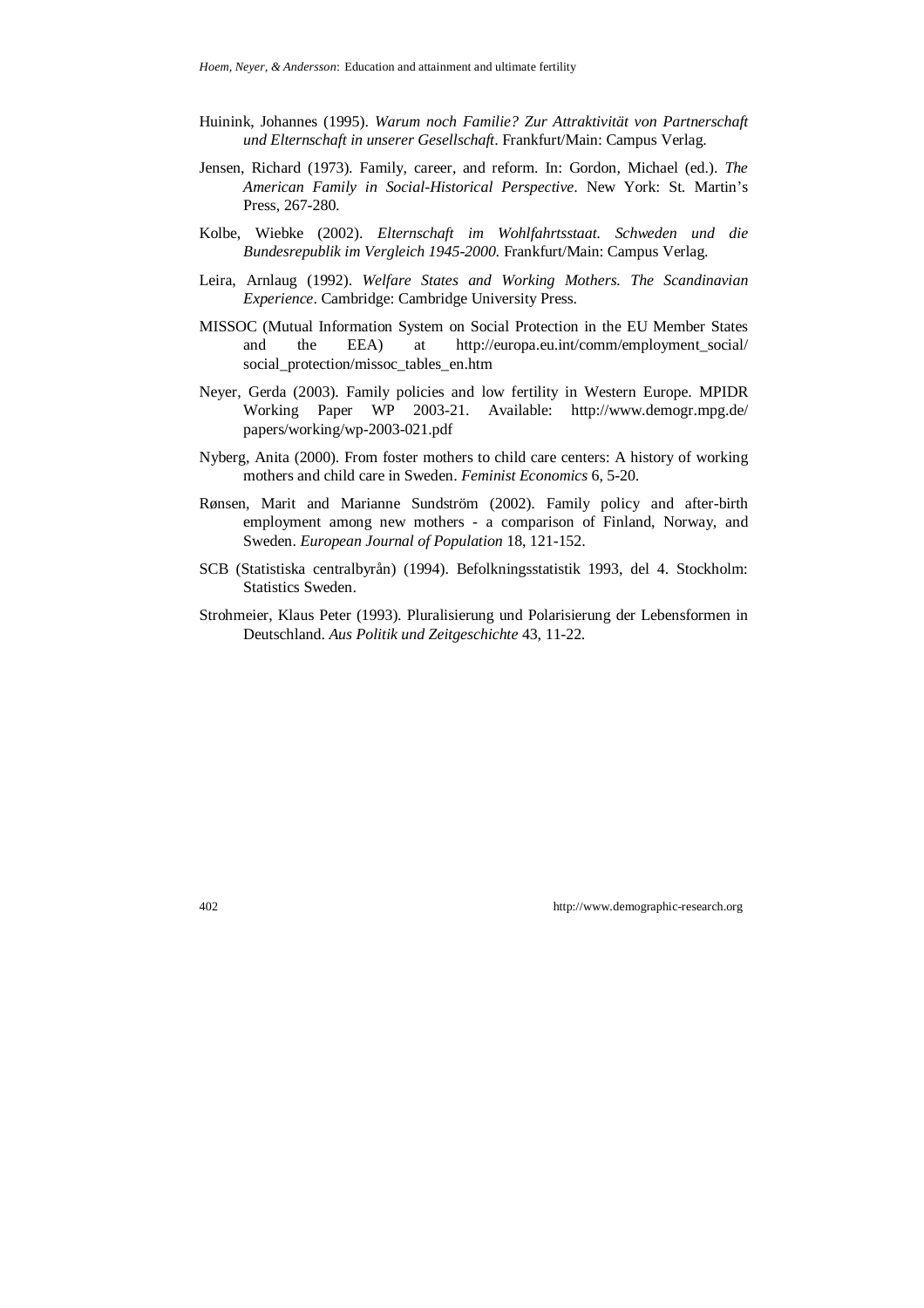Huinink, Johannes (1995). *Warum noch Familie? Zur Attraktivität von Partnerschaft und Elternschaft in unserer Gesellschaft*. Frankfurt/Main: Campus Verlag.

Jensen, Richard (1973). Family, career, and reform. In: Gordon, Michael (ed.). *The American Family in Social-Historical Perspective*. New York: St. Martin's Press, 267-280.

Kolbe, Wiebke (2002). *Elternschaft im Wohlfahrtsstaat. Schweden und die Bundesrepublik im Vergleich 1945-2000*. Frankfurt/Main: Campus Verlag.

Leira, Arnlaug (1992). *Welfare States and Working Mothers. The Scandinavian Experience*. Cambridge: Cambridge University Press.

MISSOC (Mutual Information System on Social Protection in the EU Member States and the EEA) at http://europa.eu.int/comm/employment_social/social_protection/missoc_tables_en.htm

Neyer, Gerda (2003). Family policies and low fertility in Western Europe. MPIDR Working Paper WP 2003-21. Available: http://www.demogr.mpg.de/papers/working/wp-2003-021.pdf

Nyberg, Anita (2000). From foster mothers to child care centers: A history of working mothers and child care in Sweden. *Feminist Economics* 6, 5-20.

Rønsen, Marit and Marianne Sundström (2002). Family policy and after-birth employment among new mothers - a comparison of Finland, Norway, and Sweden. *European Journal of Population* 18, 121-152.

SCB (Statistiska centralbyrån) (1994). Befolkningsstatistik 1993, del 4. Stockholm: Statistics Sweden.

Strohmeier, Klaus Peter (1993). Pluralisierung und Polarisierung der Lebensformen in Deutschland. *Aus Politik und Zeitgeschichte* 43, 11-22.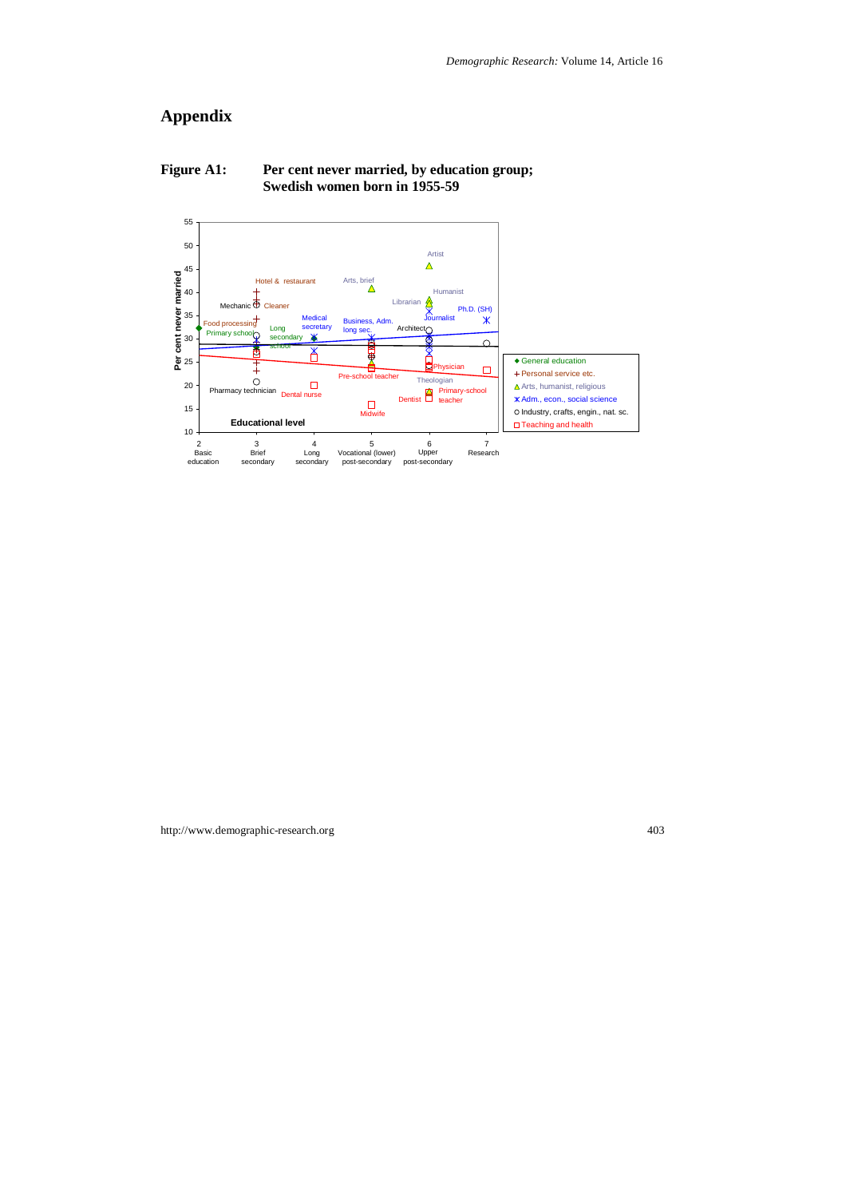# Appendix

**Figure A1: Per cent never married, by education group; Swedish women born in 1955-59**